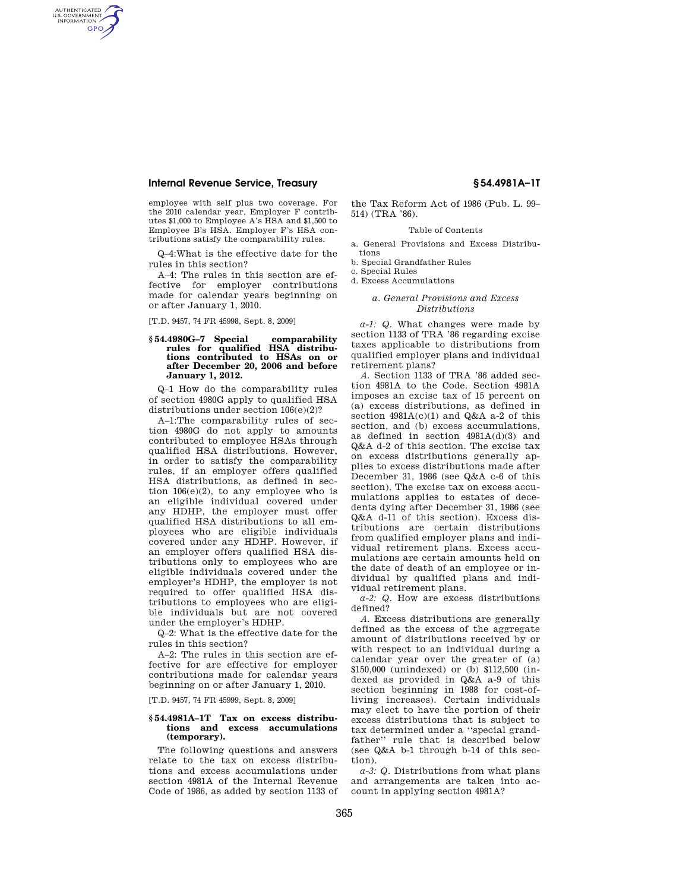employee with self plus two coverage. For the 2010 calendar year, Employer F contributes $1,000 to Employee A's HSA and $1,500 to Employee B's HSA. Employer F's HSA contributions satisfy the comparability rules.

Q–4:What is the effective date for the rules in this section?

A–4: The rules in this section are effective for employer contributions made for calendar years beginning on or after January 1, 2010.

[T.D. 9457, 74 FR 45998, Sept. 8, 2009]

### § 54.4980G–7 Special comparability rules for qualified HSA distributions contributed to HSAs on or after December 20, 2006 and before January 1, 2012.

Q–1 How do the comparability rules of section 4980G apply to qualified HSA distributions under section 106(e)(2)?

A–1:The comparability rules of section 4980G do not apply to amounts contributed to employee HSAs through qualified HSA distributions. However, in order to satisfy the comparability rules, if an employer offers qualified HSA distributions, as defined in section 106(e)(2), to any employee who is an eligible individual covered under any HDHP, the employer must offer qualified HSA distributions to all employees who are eligible individuals covered under any HDHP. However, if an employer offers qualified HSA distributions only to employees who are eligible individuals covered under the employer's HDHP, the employer is not required to offer qualified HSA distributions to employees who are eligible individuals but are not covered under the employer's HDHP.

Q–2: What is the effective date for the rules in this section?

A–2: The rules in this section are effective for are effective for employer contributions made for calendar years beginning on or after January 1, 2010.

[T.D. 9457, 74 FR 45999, Sept. 8, 2009]

### § 54.4981A–1T Tax on excess distributions and excess accumulations (temporary).

The following questions and answers relate to the tax on excess distributions and excess accumulations under section 4981A of the Internal Revenue Code of 1986, as added by section 1133 of the Tax Reform Act of 1986 (Pub. L. 99–514) (TRA '86).

Table of Contents

a. General Provisions and Excess Distributions
b. Special Grandfather Rules
c. Special Rules
d. Excess Accumulations

#### *a. General Provisions and Excess Distributions*

*a-1: Q.* What changes were made by section 1133 of TRA '86 regarding excise taxes applicable to distributions from qualified employer plans and individual retirement plans?

*A.* Section 1133 of TRA '86 added section 4981A to the Code. Section 4981A imposes an excise tax of 15 percent on (a) excess distributions, as defined in section 4981A(c)(1) and Q&A a-2 of this section, and (b) excess accumulations, as defined in section 4981A(d)(3) and Q&A d-2 of this section. The excise tax on excess distributions generally applies to excess distributions made after December 31, 1986 (see Q&A c-6 of this section). The excise tax on excess accumulations applies to estates of decedents dying after December 31, 1986 (see Q&A d-11 of this section). Excess distributions are certain distributions from qualified employer plans and individual retirement plans. Excess accumulations are certain amounts held on the date of death of an employee or individual by qualified plans and individual retirement plans.

*a-2: Q.* How are excess distributions defined?

*A.* Excess distributions are generally defined as the excess of the aggregate amount of distributions received by or with respect to an individual during a calendar year over the greater of (a) $150,000 (unindexed) or (b) $112,500 (indexed as provided in Q&A a-9 of this section beginning in 1988 for cost-of-living increases). Certain individuals may elect to have the portion of their excess distributions that is subject to tax determined under a ''special grandfather'' rule that is described below (see Q&A b-1 through b-14 of this section).

*a-3: Q.* Distributions from what plans and arrangements are taken into account in applying section 4981A?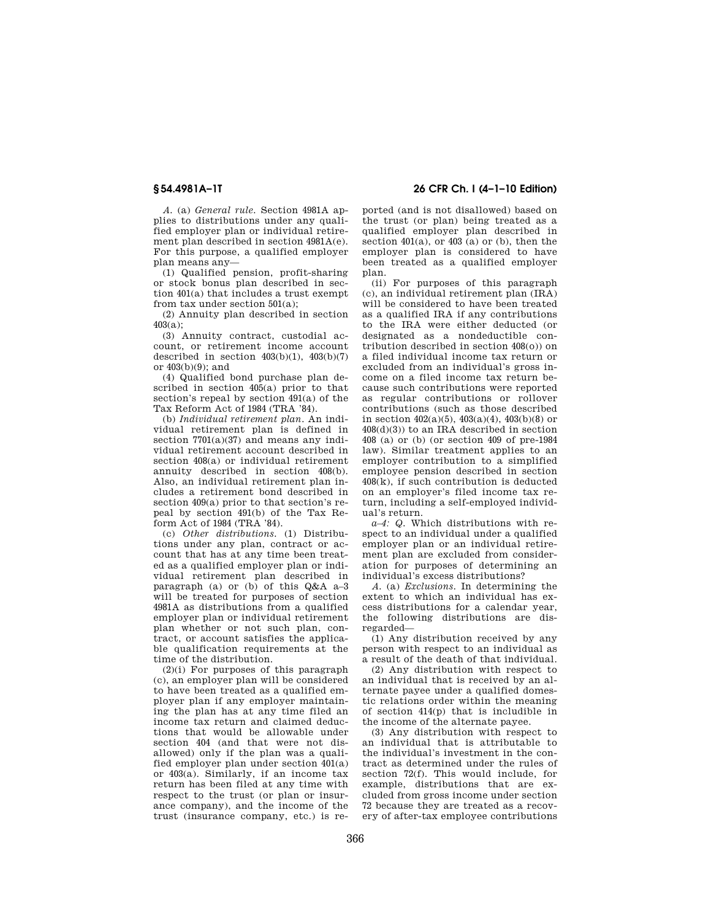*A.* (a) *General rule.* Section 4981A applies to distributions under any qualified employer plan or individual retirement plan described in section 4981A(e). For this purpose, a qualified employer plan means any—

(1) Qualified pension, profit-sharing or stock bonus plan described in section 401(a) that includes a trust exempt from tax under section 501(a);

(2) Annuity plan described in section 403(a);

(3) Annuity contract, custodial account, or retirement income account described in section 403(b)(1), 403(b)(7) or 403(b)(9); and

(4) Qualified bond purchase plan described in section 405(a) prior to that section's repeal by section 491(a) of the Tax Reform Act of 1984 (TRA '84).

(b) *Individual retirement plan.* An individual retirement plan is defined in section 7701(a)(37) and means any individual retirement account described in section 408(a) or individual retirement annuity described in section 408(b). Also, an individual retirement plan includes a retirement bond described in section 409(a) prior to that section's repeal by section 491(b) of the Tax Reform Act of 1984 (TRA '84).

(c) *Other distributions.* (1) Distributions under any plan, contract or account that has at any time been treated as a qualified employer plan or individual retirement plan described in paragraph (a) or (b) of this Q&A a–3 will be treated for purposes of section 4981A as distributions from a qualified employer plan or individual retirement plan whether or not such plan, contract, or account satisfies the applicable qualification requirements at the time of the distribution.

(2)(i) For purposes of this paragraph (c), an employer plan will be considered to have been treated as a qualified employer plan if any employer maintaining the plan has at any time filed an income tax return and claimed deductions that would be allowable under section 404 (and that were not disallowed) only if the plan was a qualified employer plan under section 401(a) or 403(a). Similarly, if an income tax return has been filed at any time with respect to the trust (or plan or insurance company), and the income of the trust (insurance company, etc.) is reported (and is not disallowed) based on the trust (or plan) being treated as a qualified employer plan described in section 401(a), or 403 (a) or (b), then the employer plan is considered to have been treated as a qualified employer plan.

(ii) For purposes of this paragraph (c), an individual retirement plan (IRA) will be considered to have been treated as a qualified IRA if any contributions to the IRA were either deducted (or designated as a nondeductible contribution described in section 408(o)) on a filed individual income tax return or excluded from an individual's gross income on a filed income tax return because such contributions were reported as regular contributions or rollover contributions (such as those described in section 402(a)(5), 403(a)(4), 403(b)(8) or 408(d)(3)) to an IRA described in section 408 (a) or (b) (or section 409 of pre-1984 law). Similar treatment applies to an employer contribution to a simplified employee pension described in section 408(k), if such contribution is deducted on an employer's filed income tax return, including a self-employed individual's return.

*a–4: Q.* Which distributions with respect to an individual under a qualified employer plan or an individual retirement plan are excluded from consideration for purposes of determining an individual's excess distributions?

*A.* (a) *Exclusions.* In determining the extent to which an individual has excess distributions for a calendar year, the following distributions are disregarded—

(1) Any distribution received by any person with respect to an individual as a result of the death of that individual.

(2) Any distribution with respect to an individual that is received by an alternate payee under a qualified domestic relations order within the meaning of section 414(p) that is includible in the income of the alternate payee.

(3) Any distribution with respect to an individual that is attributable to the individual's investment in the contract as determined under the rules of section 72(f). This would include, for example, distributions that are excluded from gross income under section 72 because they are treated as a recovery of after-tax employee contributions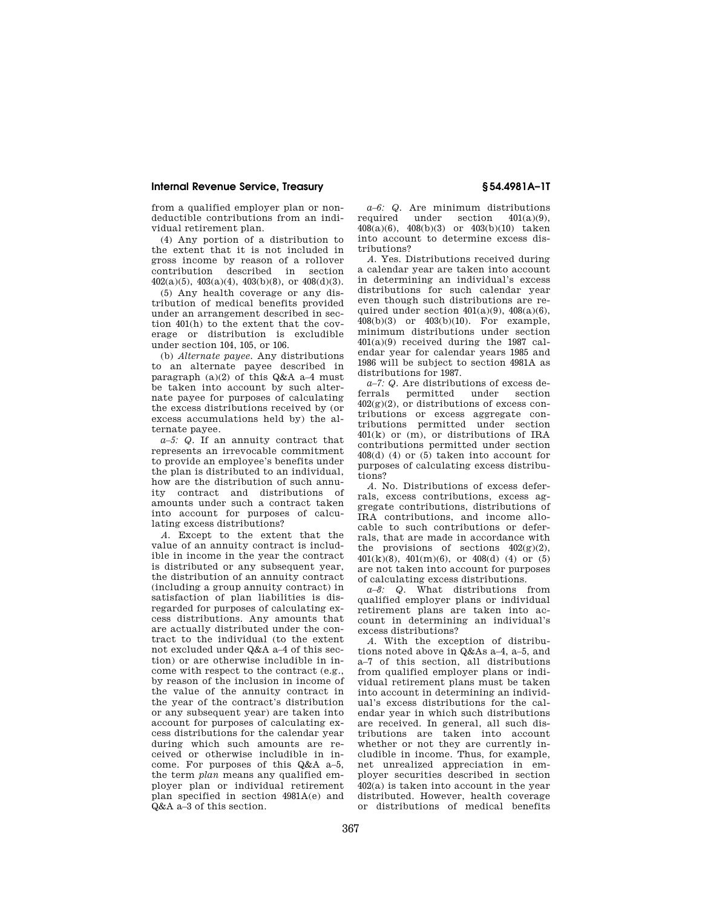from a qualified employer plan or nondeductible contributions from an individual retirement plan.

(4) Any portion of a distribution to the extent that it is not included in gross income by reason of a rollover contribution described in section 402(a)(5), 403(a)(4), 403(b)(8), or 408(d)(3).

(5) Any health coverage or any distribution of medical benefits provided under an arrangement described in section 401(h) to the extent that the coverage or distribution is excludible under section 104, 105, or 106.

(b) *Alternate payee.* Any distributions to an alternate payee described in paragraph (a)(2) of this Q&A a–4 must be taken into account by such alternate payee for purposes of calculating the excess distributions received by (or excess accumulations held by) the alternate payee.

*a–5: Q.* If an annuity contract that represents an irrevocable commitment to provide an employee's benefits under the plan is distributed to an individual, how are the distribution of such annuity contract and distributions of amounts under such a contract taken into account for purposes of calculating excess distributions?

*A.* Except to the extent that the value of an annuity contract is includible in income in the year the contract is distributed or any subsequent year, the distribution of an annuity contract (including a group annuity contract) in satisfaction of plan liabilities is disregarded for purposes of calculating excess distributions. Any amounts that are actually distributed under the contract to the individual (to the extent not excluded under Q&A a–4 of this section) or are otherwise includible in income with respect to the contract (e.g., by reason of the inclusion in income of the value of the annuity contract in the year of the contract's distribution or any subsequent year) are taken into account for purposes of calculating excess distributions for the calendar year during which such amounts are received or otherwise includible in income. For purposes of this Q&A a–5, the term *plan* means any qualified employer plan or individual retirement plan specified in section 4981A(e) and Q&A a–3 of this section.

*a–6: Q.* Are minimum distributions required under section 401(a)(9), 408(a)(6), 408(b)(3) or 403(b)(10) taken into account to determine excess distributions?

*A.* Yes. Distributions received during a calendar year are taken into account in determining an individual's excess distributions for such calendar year even though such distributions are required under section 401(a)(9), 408(a)(6), 408(b)(3) or 403(b)(10). For example, minimum distributions under section 401(a)(9) received during the 1987 calendar year for calendar years 1985 and 1986 will be subject to section 4981A as distributions for 1987.

*a–7: Q.* Are distributions of excess deferrals permitted under section 402(g)(2), or distributions of excess contributions or excess aggregate contributions permitted under section 401(k) or (m), or distributions of IRA contributions permitted under section 408(d) (4) or (5) taken into account for purposes of calculating excess distributions?

*A.* No. Distributions of excess deferrals, excess contributions, excess aggregate contributions, distributions of IRA contributions, and income allocable to such contributions or deferrals, that are made in accordance with the provisions of sections 402(g)(2), 401(k)(8), 401(m)(6), or 408(d) (4) or (5) are not taken into account for purposes of calculating excess distributions.

*a–8: Q.* What distributions from qualified employer plans or individual retirement plans are taken into account in determining an individual's excess distributions?

*A.* With the exception of distributions noted above in Q&As a–4, a–5, and a–7 of this section, all distributions from qualified employer plans or individual retirement plans must be taken into account in determining an individual's excess distributions for the calendar year in which such distributions are received. In general, all such distributions are taken into account whether or not they are currently includible in income. Thus, for example, net unrealized appreciation in employer securities described in section 402(a) is taken into account in the year distributed. However, health coverage or distributions of medical benefits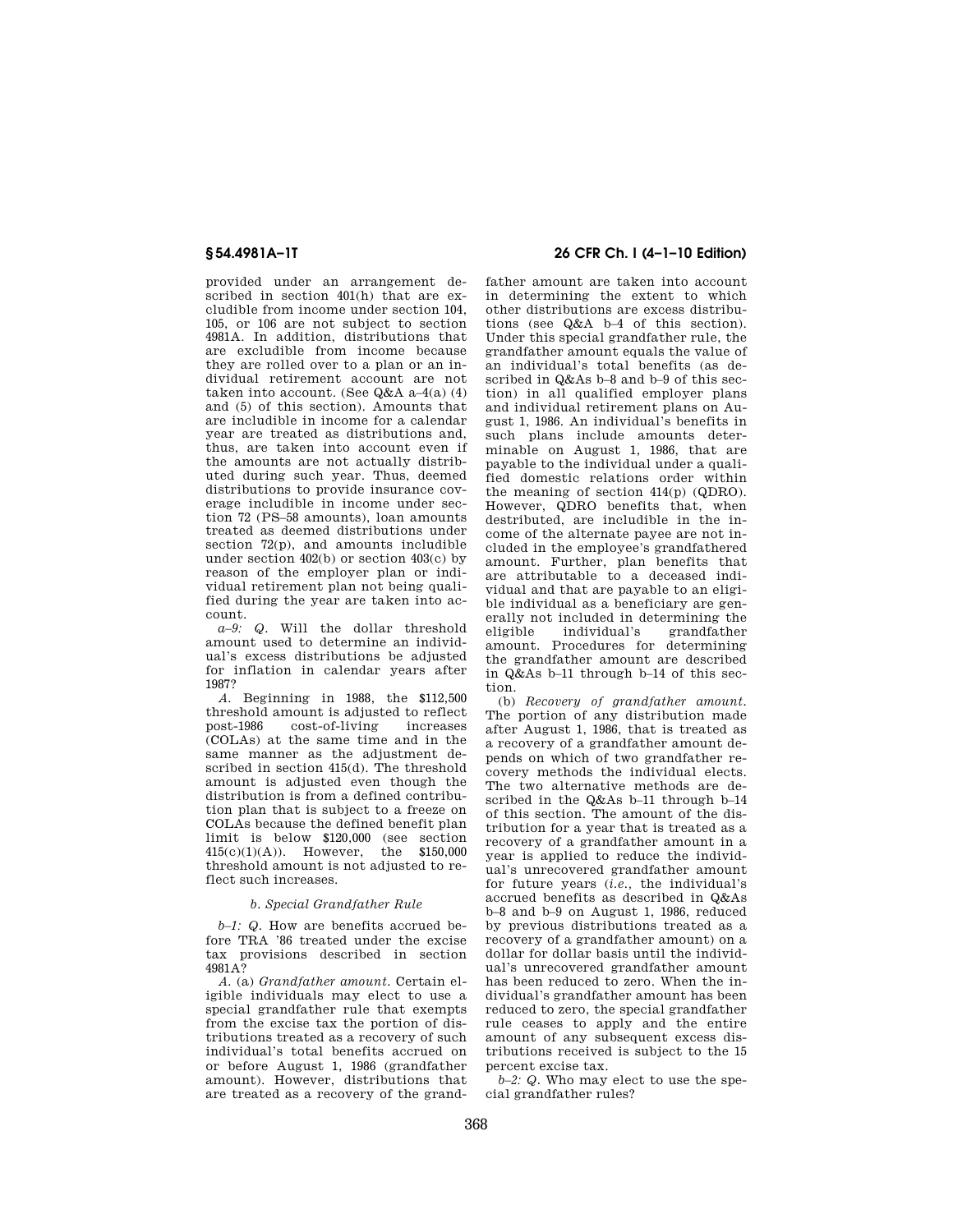provided under an arrangement described in section 401(h) that are excludible from income under section 104, 105, or 106 are not subject to section 4981A. In addition, distributions that are excludible from income because they are rolled over to a plan or an individual retirement account are not taken into account. (See Q&A a–4(a) (4) and (5) of this section). Amounts that are includible in income for a calendar year are treated as distributions and, thus, are taken into account even if the amounts are not actually distributed during such year. Thus, deemed distributions to provide insurance coverage includible in income under section 72 (PS–58 amounts), loan amounts treated as deemed distributions under section 72(p), and amounts includible under section 402(b) or section 403(c) by reason of the employer plan or individual retirement plan not being qualified during the year are taken into account.

*a–9: Q.* Will the dollar threshold amount used to determine an individual's excess distributions be adjusted for inflation in calendar years after 1987?

*A.* Beginning in 1988, the $112,500 threshold amount is adjusted to reflect post-1986 cost-of-living increases (COLAs) at the same time and in the same manner as the adjustment described in section 415(d). The threshold amount is adjusted even though the distribution is from a defined contribution plan that is subject to a freeze on COLAs because the defined benefit plan limit is below $120,000 (see section 415(c)(1)(A)). However, the $150,000 threshold amount is not adjusted to reflect such increases.

### *b. Special Grandfather Rule*

*b–1: Q.* How are benefits accrued before TRA '86 treated under the excise tax provisions described in section 4981A?

*A.* (a) *Grandfather amount.* Certain eligible individuals may elect to use a special grandfather rule that exempts from the excise tax the portion of distributions treated as a recovery of such individual's total benefits accrued on or before August 1, 1986 (grandfather amount). However, distributions that are treated as a recovery of the grandfather amount are taken into account in determining the extent to which other distributions are excess distributions (see Q&A b–4 of this section). Under this special grandfather rule, the grandfather amount equals the value of an individual's total benefits (as described in Q&As b–8 and b–9 of this section) in all qualified employer plans and individual retirement plans on August 1, 1986. An individual's benefits in such plans include amounts determinable on August 1, 1986, that are payable to the individual under a qualified domestic relations order within the meaning of section 414(p) (QDRO). However, QDRO benefits that, when destributed, are includible in the income of the alternate payee are not included in the employee's grandfathered amount. Further, plan benefits that are attributable to a deceased individual and that are payable to an eligible individual as a beneficiary are generally not included in determining the eligible individual's grandfather amount. Procedures for determining the grandfather amount are described in Q&As b–11 through b–14 of this section.

(b) *Recovery of grandfather amount.* The portion of any distribution made after August 1, 1986, that is treated as a recovery of a grandfather amount depends on which of two grandfather recovery methods the individual elects. The two alternative methods are described in the Q&As b–11 through b–14 of this section. The amount of the distribution for a year that is treated as a recovery of a grandfather amount in a year is applied to reduce the individual's unrecovered grandfather amount for future years (*i.e.*, the individual's accrued benefits as described in Q&As b–8 and b–9 on August 1, 1986, reduced by previous distributions treated as a recovery of a grandfather amount) on a dollar for dollar basis until the individual's unrecovered grandfather amount has been reduced to zero. When the individual's grandfather amount has been reduced to zero, the special grandfather rule ceases to apply and the entire amount of any subsequent excess distributions received is subject to the 15 percent excise tax.

*b–2: Q.* Who may elect to use the special grandfather rules?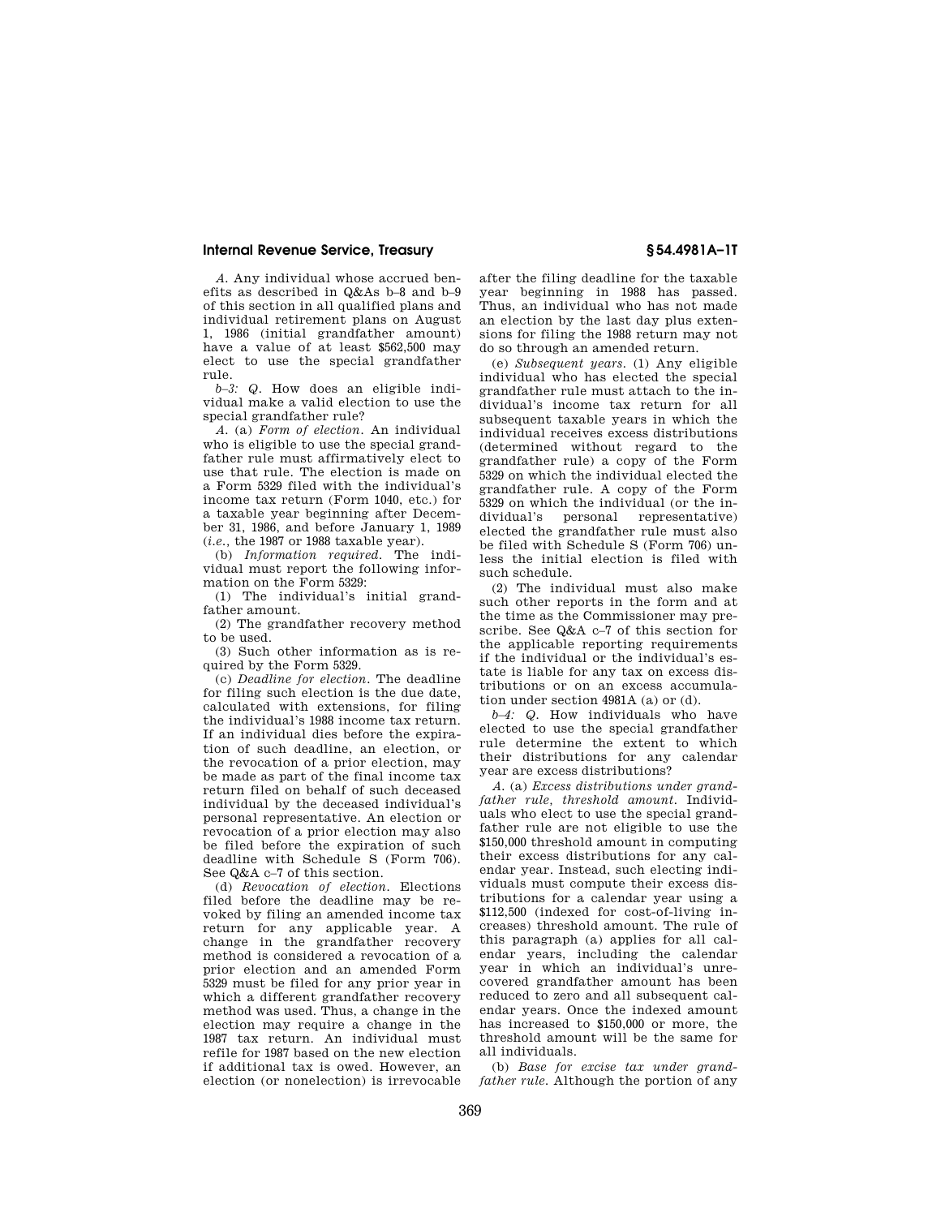*A.* Any individual whose accrued benefits as described in Q&As b–8 and b–9 of this section in all qualified plans and individual retirement plans on August 1, 1986 (initial grandfather amount) have a value of at least $562,500 may elect to use the special grandfather rule.

*b–3: Q.* How does an eligible individual make a valid election to use the special grandfather rule?

*A.* (a) *Form of election.* An individual who is eligible to use the special grandfather rule must affirmatively elect to use that rule. The election is made on a Form 5329 filed with the individual's income tax return (Form 1040, etc.) for a taxable year beginning after December 31, 1986, and before January 1, 1989 (*i.e.*, the 1987 or 1988 taxable year).

(b) *Information required.* The individual must report the following information on the Form 5329:

(1) The individual's initial grandfather amount.

(2) The grandfather recovery method to be used.

(3) Such other information as is required by the Form 5329.

(c) *Deadline for election.* The deadline for filing such election is the due date, calculated with extensions, for filing the individual's 1988 income tax return. If an individual dies before the expiration of such deadline, an election, or the revocation of a prior election, may be made as part of the final income tax return filed on behalf of such deceased individual by the deceased individual's personal representative. An election or revocation of a prior election may also be filed before the expiration of such deadline with Schedule S (Form 706). See Q&A c–7 of this section.

(d) *Revocation of election.* Elections filed before the deadline may be revoked by filing an amended income tax return for any applicable year. A change in the grandfather recovery method is considered a revocation of a prior election and an amended Form 5329 must be filed for any prior year in which a different grandfather recovery method was used. Thus, a change in the election may require a change in the 1987 tax return. An individual must refile for 1987 based on the new election if additional tax is owed. However, an election (or nonelection) is irrevocable after the filing deadline for the taxable year beginning in 1988 has passed. Thus, an individual who has not made an election by the last day plus extensions for filing the 1988 return may not do so through an amended return.

(e) *Subsequent years.* (1) Any eligible individual who has elected the special grandfather rule must attach to the individual's income tax return for all subsequent taxable years in which the individual receives excess distributions (determined without regard to the grandfather rule) a copy of the Form 5329 on which the individual elected the grandfather rule. A copy of the Form 5329 on which the individual (or the individual's personal representative) elected the grandfather rule must also be filed with Schedule S (Form 706) unless the initial election is filed with such schedule.

(2) The individual must also make such other reports in the form and at the time as the Commissioner may prescribe. See Q&A c–7 of this section for the applicable reporting requirements if the individual or the individual's estate is liable for any tax on excess distributions or on an excess accumulation under section 4981A (a) or (d).

*b–4: Q.* How individuals who have elected to use the special grandfather rule determine the extent to which their distributions for any calendar year are excess distributions?

*A.* (a) *Excess distributions under grandfather rule, threshold amount.* Individuals who elect to use the special grandfather rule are not eligible to use the $150,000 threshold amount in computing their excess distributions for any calendar year. Instead, such electing individuals must compute their excess distributions for a calendar year using a $112,500 (indexed for cost-of-living increases) threshold amount. The rule of this paragraph (a) applies for all calendar years, including the calendar year in which an individual's unrecovered grandfather amount has been reduced to zero and all subsequent calendar years. Once the indexed amount has increased to $150,000 or more, the threshold amount will be the same for all individuals.

(b) *Base for excise tax under grandfather rule.* Although the portion of any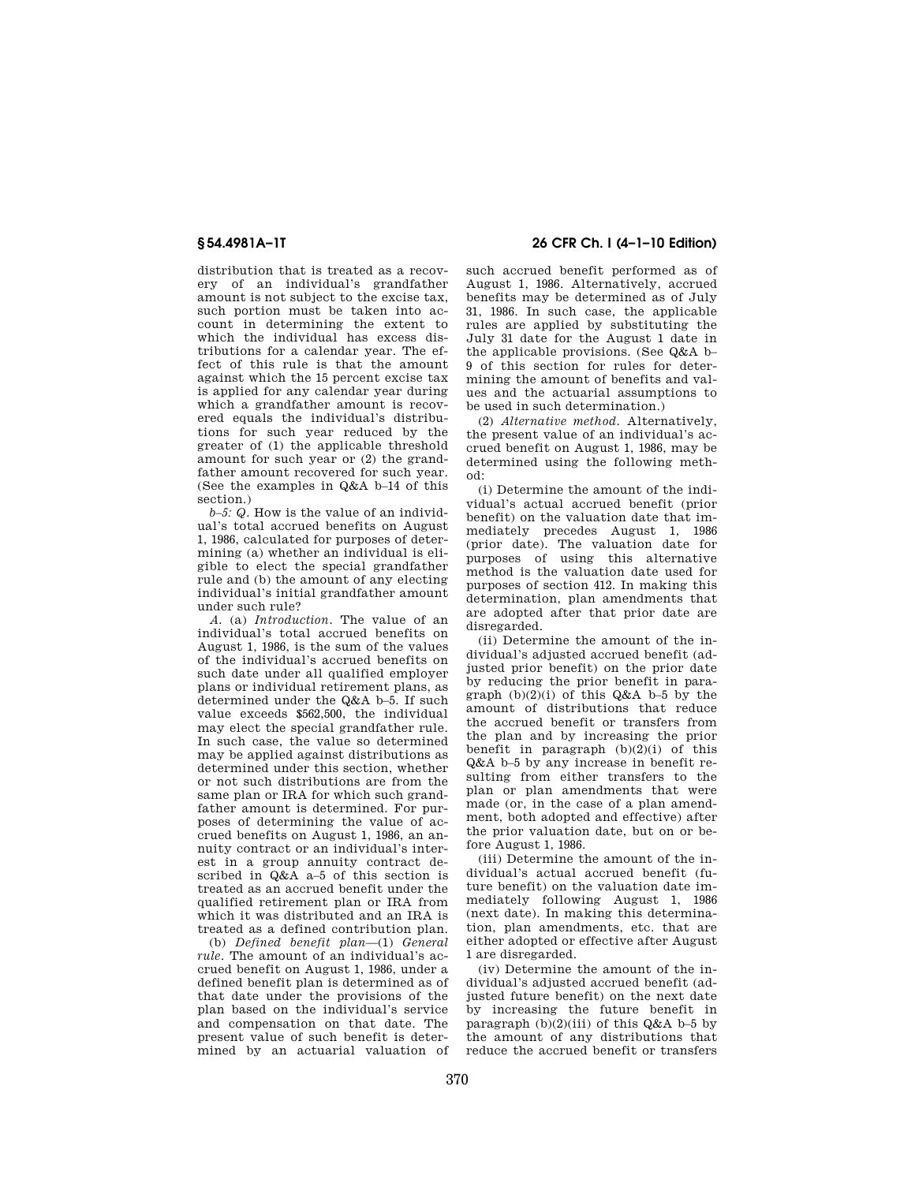distribution that is treated as a recovery of an individual's grandfather amount is not subject to the excise tax, such portion must be taken into account in determining the extent to which the individual has excess distributions for a calendar year. The effect of this rule is that the amount against which the 15 percent excise tax is applied for any calendar year during which a grandfather amount is recovered equals the individual's distributions for such year reduced by the greater of (1) the applicable threshold amount for such year or (2) the grandfather amount recovered for such year. (See the examples in Q&A b–14 of this section.)

*b–5: Q.* How is the value of an individual's total accrued benefits on August 1, 1986, calculated for purposes of determining (a) whether an individual is eligible to elect the special grandfather rule and (b) the amount of any electing individual's initial grandfather amount under such rule?

*A.* (a) *Introduction.* The value of an individual's total accrued benefits on August 1, 1986, is the sum of the values of the individual's accrued benefits on such date under all qualified employer plans or individual retirement plans, as determined under the Q&A b–5. If such value exceeds $562,500, the individual may elect the special grandfather rule. In such case, the value so determined may be applied against distributions as determined under this section, whether or not such distributions are from the same plan or IRA for which such grandfather amount is determined. For purposes of determining the value of accrued benefits on August 1, 1986, an annuity contract or an individual's interest in a group annuity contract described in Q&A a–5 of this section is treated as an accrued benefit under the qualified retirement plan or IRA from which it was distributed and an IRA is treated as a defined contribution plan.

(b) *Defined benefit plan*—(1) *General rule.* The amount of an individual's accrued benefit on August 1, 1986, under a defined benefit plan is determined as of that date under the provisions of the plan based on the individual's service and compensation on that date. The present value of such benefit is determined by an actuarial valuation of such accrued benefit performed as of August 1, 1986. Alternatively, accrued benefits may be determined as of July 31, 1986. In such case, the applicable rules are applied by substituting the July 31 date for the August 1 date in the applicable provisions. (See Q&A b–9 of this section for rules for determining the amount of benefits and values and the actuarial assumptions to be used in such determination.)

(2) *Alternative method.* Alternatively, the present value of an individual's accrued benefit on August 1, 1986, may be determined using the following method:

(i) Determine the amount of the individual's actual accrued benefit (prior benefit) on the valuation date that immediately precedes August 1, 1986 (prior date). The valuation date for purposes of using this alternative method is the valuation date used for purposes of section 412. In making this determination, plan amendments that are adopted after that prior date are disregarded.

(ii) Determine the amount of the individual's adjusted accrued benefit (adjusted prior benefit) on the prior date by reducing the prior benefit in paragraph (b)(2)(i) of this Q&A b–5 by the amount of distributions that reduce the accrued benefit or transfers from the plan and by increasing the prior benefit in paragraph (b)(2)(i) of this Q&A b–5 by any increase in benefit resulting from either transfers to the plan or plan amendments that were made (or, in the case of a plan amendment, both adopted and effective) after the prior valuation date, but on or before August 1, 1986.

(iii) Determine the amount of the individual's actual accrued benefit (future benefit) on the valuation date immediately following August 1, 1986 (next date). In making this determination, plan amendments, etc. that are either adopted or effective after August 1 are disregarded.

(iv) Determine the amount of the individual's adjusted accrued benefit (adjusted future benefit) on the next date by increasing the future benefit in paragraph (b)(2)(iii) of this Q&A b–5 by the amount of any distributions that reduce the accrued benefit or transfers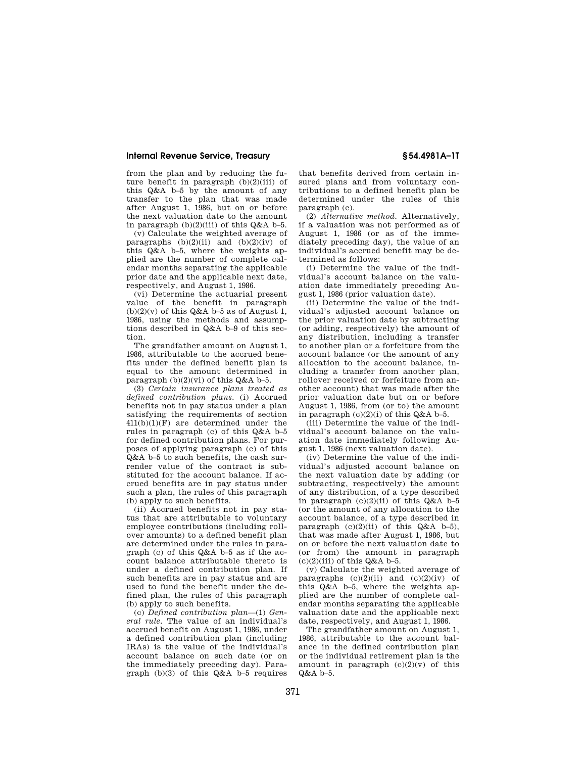from the plan and by reducing the future benefit in paragraph (b)(2)(iii) of this Q&A b–5 by the amount of any transfer to the plan that was made after August 1, 1986, but on or before the next valuation date to the amount in paragraph (b)(2)(iii) of this Q&A b–5.

(v) Calculate the weighted average of paragraphs (b)(2)(ii) and (b)(2)(iv) of this Q&A b–5, where the weights applied are the number of complete calendar months separating the applicable prior date and the applicable next date, respectively, and August 1, 1986.

(vi) Determine the actuarial present value of the benefit in paragraph (b)(2)(v) of this Q&A b–5 as of August 1, 1986, using the methods and assumptions described in Q&A b–9 of this section.

The grandfather amount on August 1, 1986, attributable to the accrued benefits under the defined benefit plan is equal to the amount determined in paragraph (b)(2)(vi) of this Q&A b–5.

(3) *Certain insurance plans treated as defined contribution plans.* (i) Accrued benefits not in pay status under a plan satisfying the requirements of section 411(b)(1)(F) are determined under the rules in paragraph (c) of this Q&A b–5 for defined contribution plans. For purposes of applying paragraph (c) of this Q&A b–5 to such benefits, the cash surrender value of the contract is substituted for the account balance. If accrued benefits are in pay status under such a plan, the rules of this paragraph (b) apply to such benefits.

(ii) Accrued benefits not in pay status that are attributable to voluntary employee contributions (including rollover amounts) to a defined benefit plan are determined under the rules in paragraph (c) of this Q&A b–5 as if the account balance attributable thereto is under a defined contribution plan. If such benefits are in pay status and are used to fund the benefit under the defined plan, the rules of this paragraph (b) apply to such benefits.

(c) *Defined contribution plan*—(1) *General rule.* The value of an individual's accrued benefit on August 1, 1986, under a defined contribution plan (including IRAs) is the value of the individual's account balance on such date (or on the immediately preceding day). Paragraph (b)(3) of this Q&A b–5 requires that benefits derived from certain insured plans and from voluntary contributions to a defined benefit plan be determined under the rules of this paragraph (c).

(2) *Alternative method.* Alternatively, if a valuation was not performed as of August 1, 1986 (or as of the immediately preceding day), the value of an individual's accrued benefit may be determined as follows:

(i) Determine the value of the individual's account balance on the valuation date immediately preceding August 1, 1986 (prior valuation date).

(ii) Determine the value of the individual's adjusted account balance on the prior valuation date by subtracting (or adding, respectively) the amount of any distribution, including a transfer to another plan or a forfeiture from the account balance (or the amount of any allocation to the account balance, including a transfer from another plan, rollover received or forfeiture from another account) that was made after the prior valuation date but on or before August 1, 1986, from (or to) the amount in paragraph (c)(2)(i) of this Q&A b–5.

(iii) Determine the value of the individual's account balance on the valuation date immediately following August 1, 1986 (next valuation date).

(iv) Determine the value of the individual's adjusted account balance on the next valuation date by adding (or subtracting, respectively) the amount of any distribution, of a type described in paragraph (c)(2)(ii) of this Q&A b–5 (or the amount of any allocation to the account balance, of a type described in paragraph (c)(2)(ii) of this Q&A b–5), that was made after August 1, 1986, but on or before the next valuation date to (or from) the amount in paragraph (c)(2)(iii) of this Q&A b–5.

(v) Calculate the weighted average of paragraphs (c)(2)(ii) and (c)(2)(iv) of this Q&A b–5, where the weights applied are the number of complete calendar months separating the applicable valuation date and the applicable next date, respectively, and August 1, 1986.

The grandfather amount on August 1, 1986, attributable to the account balance in the defined contribution plan or the individual retirement plan is the amount in paragraph (c)(2)(v) of this Q&A b–5.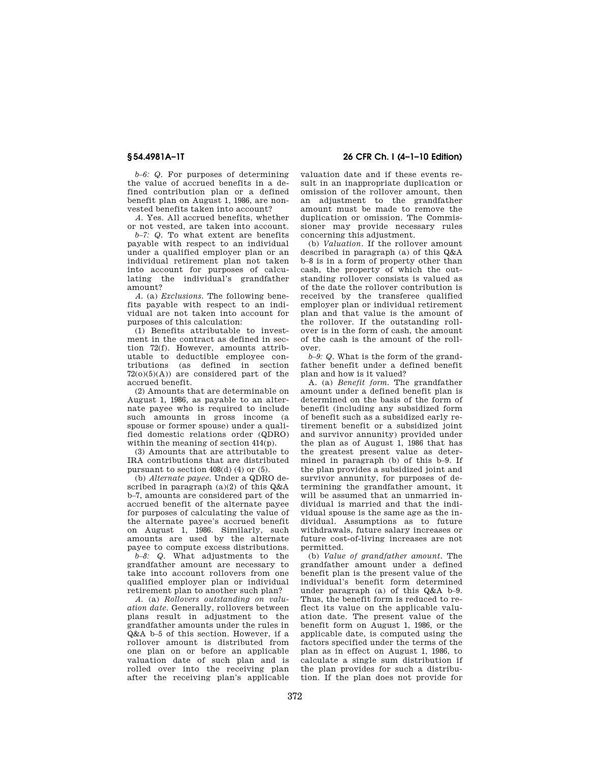*b–6: Q.* For purposes of determining the value of accrued benefits in a defined contribution plan or a defined benefit plan on August 1, 1986, are nonvested benefits taken into account?

*A.* Yes. All accrued benefits, whether or not vested, are taken into account.

*b–7: Q.* To what extent are benefits payable with respect to an individual under a qualified employer plan or an individual retirement plan not taken into account for purposes of calculating the individual's grandfather amount?

*A.* (a) *Exclusions.* The following benefits payable with respect to an individual are not taken into account for purposes of this calculation:

(1) Benefits attributable to investment in the contract as defined in section 72(f). However, amounts attributable to deductible employee contributions (as defined in section 72(o)(5)(A)) are considered part of the accrued benefit.

(2) Amounts that are determinable on August 1, 1986, as payable to an alternate payee who is required to include such amounts in gross income (a spouse or former spouse) under a qualified domestic relations order (QDRO) within the meaning of section 414(p).

(3) Amounts that are attributable to IRA contributions that are distributed pursuant to section 408(d) (4) or (5).

(b) *Alternate payee.* Under a QDRO described in paragraph (a)(2) of this Q&A b–7, amounts are considered part of the accrued benefit of the alternate payee for purposes of calculating the value of the alternate payee's accrued benefit on August 1, 1986. Similarly, such amounts are used by the alternate payee to compute excess distributions.

*b–8: Q.* What adjustments to the grandfather amount are necessary to take into account rollovers from one qualified employer plan or individual retirement plan to another such plan?

*A.* (a) *Rollovers outstanding on valuation date.* Generally, rollovers between plans result in adjustment to the grandfather amounts under the rules in Q&A b–5 of this section. However, if a rollover amount is distributed from one plan on or before an applicable valuation date of such plan and is rolled over into the receiving plan after the receiving plan's applicable valuation date and if these events result in an inappropriate duplication or omission of the rollover amount, then an adjustment to the grandfather amount must be made to remove the duplication or omission. The Commissioner may provide necessary rules concerning this adjustment.

(b) *Valuation.* If the rollover amount described in paragraph (a) of this Q&A b–8 is in a form of property other than cash, the property of which the outstanding rollover consists is valued as of the date the rollover contribution is received by the transferee qualified employer plan or individual retirement plan and that value is the amount of the rollover. If the outstanding rollover is in the form of cash, the amount of the cash is the amount of the rollover.

*b–9: Q.* What is the form of the grandfather benefit under a defined benefit plan and how is it valued?

A. (a) *Benefit form.* The grandfather amount under a defined benefit plan is determined on the basis of the form of benefit (including any subsidized form of benefit such as a subsidized early retirement benefit or a subsidized joint and survivor annunity) provided under the plan as of August 1, 1986 that has the greatest present value as determined in paragraph (b) of this b–9. If the plan provides a subsidized joint and survivor annunity, for purposes of determining the grandfather amount, it will be assumed that an unmarried individual is married and that the individual spouse is the same age as the individual. Assumptions as to future withdrawals, future salary increases or future cost-of-living increases are not permitted.

(b) *Value of grandfather amount.* The grandfather amount under a defined benefit plan is the present value of the individual's benefit form determined under paragraph (a) of this Q&A b–9. Thus, the benefit form is reduced to reflect its value on the applicable valuation date. The present value of the benefit form on August 1, 1986, or the applicable date, is computed using the factors specified under the terms of the plan as in effect on August 1, 1986, to calculate a single sum distribution if the plan provides for such a distribution. If the plan does not provide for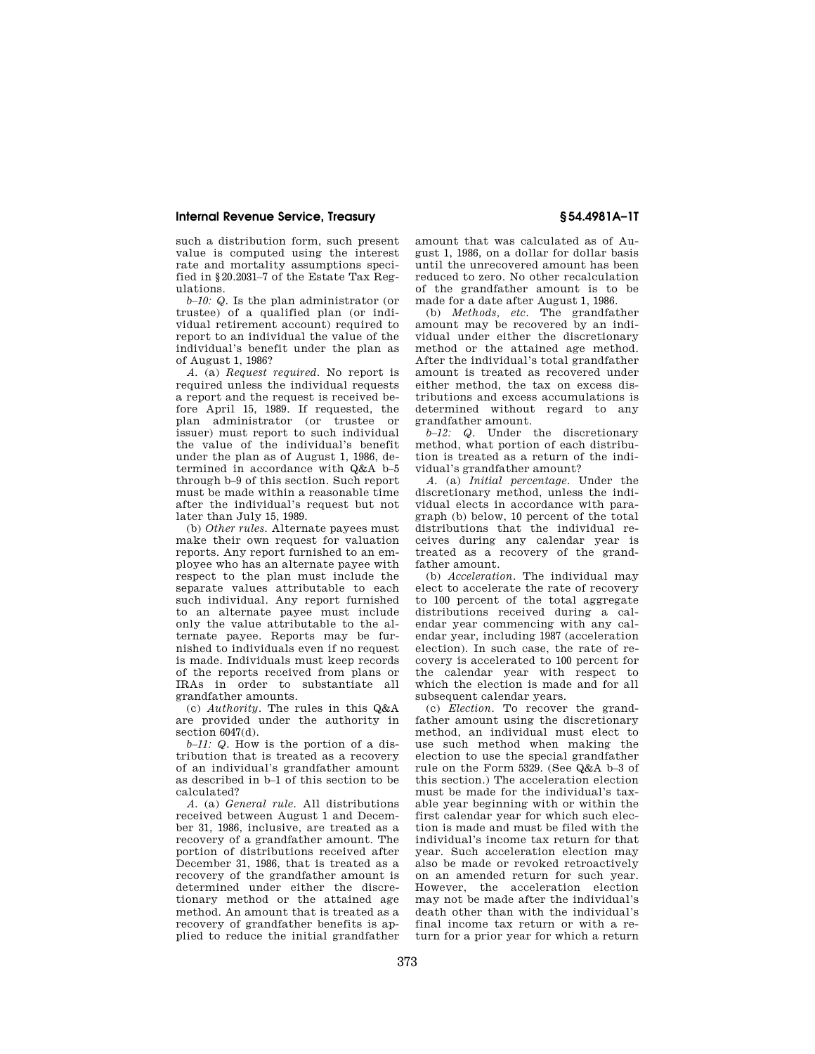such a distribution form, such present value is computed using the interest rate and mortality assumptions specified in §20.2031–7 of the Estate Tax Regulations.

*b–10: Q.* Is the plan administrator (or trustee) of a qualified plan (or individual retirement account) required to report to an individual the value of the individual's benefit under the plan as of August 1, 1986?

*A.* (a) *Request required.* No report is required unless the individual requests a report and the request is received before April 15, 1989. If requested, the plan administrator (or trustee or issuer) must report to such individual the value of the individual's benefit under the plan as of August 1, 1986, determined in accordance with Q&A b–5 through b–9 of this section. Such report must be made within a reasonable time after the individual's request but not later than July 15, 1989.

(b) *Other rules.* Alternate payees must make their own request for valuation reports. Any report furnished to an employee who has an alternate payee with respect to the plan must include the separate values attributable to each such individual. Any report furnished to an alternate payee must include only the value attributable to the alternate payee. Reports may be furnished to individuals even if no request is made. Individuals must keep records of the reports received from plans or IRAs in order to substantiate all grandfather amounts.

(c) *Authority.* The rules in this Q&A are provided under the authority in section 6047(d).

*b–11: Q.* How is the portion of a distribution that is treated as a recovery of an individual's grandfather amount as described in b–1 of this section to be calculated?

*A.* (a) *General rule.* All distributions received between August 1 and December 31, 1986, inclusive, are treated as a recovery of a grandfather amount. The portion of distributions received after December 31, 1986, that is treated as a recovery of the grandfather amount is determined under either the discretionary method or the attained age method. An amount that is treated as a recovery of grandfather benefits is applied to reduce the initial grandfather amount that was calculated as of August 1, 1986, on a dollar for dollar basis until the unrecovered amount has been reduced to zero. No other recalculation of the grandfather amount is to be made for a date after August 1, 1986.

(b) *Methods, etc.* The grandfather amount may be recovered by an individual under either the discretionary method or the attained age method. After the individual's total grandfather amount is treated as recovered under either method, the tax on excess distributions and excess accumulations is determined without regard to any grandfather amount.

*b–12: Q.* Under the discretionary method, what portion of each distribution is treated as a return of the individual's grandfather amount?

*A.* (a) *Initial percentage.* Under the discretionary method, unless the individual elects in accordance with paragraph (b) below, 10 percent of the total distributions that the individual receives during any calendar year is treated as a recovery of the grandfather amount.

(b) *Acceleration.* The individual may elect to accelerate the rate of recovery to 100 percent of the total aggregate distributions received during a calendar year commencing with any calendar year, including 1987 (acceleration election). In such case, the rate of recovery is accelerated to 100 percent for the calendar year with respect to which the election is made and for all subsequent calendar years.

(c) *Election.* To recover the grandfather amount using the discretionary method, an individual must elect to use such method when making the election to use the special grandfather rule on the Form 5329. (See Q&A b–3 of this section.) The acceleration election must be made for the individual's taxable year beginning with or within the first calendar year for which such election is made and must be filed with the individual's income tax return for that year. Such acceleration election may also be made or revoked retroactively on an amended return for such year. However, the acceleration election may not be made after the individual's death other than with the individual's final income tax return or with a return for a prior year for which a return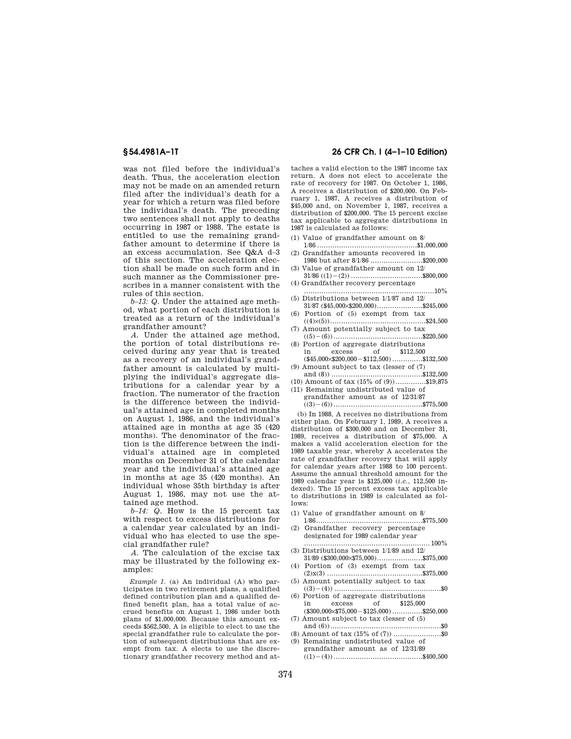was not filed before the individual's death. Thus, the acceleration election may not be made on an amended return filed after the individual's death for a year for which a return was filed before the individual's death. The preceding two sentences shall not apply to deaths occurring in 1987 or 1988. The estate is entitled to use the remaining grandfather amount to determine if there is an excess accumulation. See Q&A d–3 of this section. The acceleration election shall be made on such form and in such manner as the Commissioner prescribes in a manner consistent with the rules of this section.

*b–13: Q.* Under the attained age method, what portion of each distribution is treated as a return of the individual's grandfather amount?

*A.* Under the attained age method, the portion of total distributions received during any year that is treated as a recovery of an individual's grandfather amount is calculated by multiplying the individual's aggregate distributions for a calendar year by a fraction. The numerator of the fraction is the difference between the individual's attained age in completed months on August 1, 1986, and the individual's attained age in months at age 35 (420 months). The denominator of the fraction is the difference between the individual's attained age in completed months on December 31 of the calendar year and the individual's attained age in months at age 35 (420 months). An individual whose 35th birthday is after August 1, 1986, may not use the attained age method.

*b–14: Q.* How is the 15 percent tax with respect to excess distributions for a calendar year calculated by an individual who has elected to use the special grandfather rule?

*A.* The calculation of the excise tax may be illustrated by the following examples:

*Example 1.* (a) An individual (A) who participates in two retirement plans, a qualified defined contribution plan and a qualified defined benefit plan, has a total value of accrued benefits on August 1, 1986 under both plans of $1,000,000. Because this amount exceeds $562,500, A is eligible to elect to use the special grandfather rule to calculate the portion of subsequent distributions that are exempt from tax. A elects to use the discretionary grandfather recovery method and attaches a valid election to the 1987 income tax return. A does not elect to accelerate the rate of recovery for 1987. On October 1, 1986, A receives a distribution of $200,000. On February 1, 1987, A receives a distribution of $45,000 and, on November 1, 1987, receives a distribution of $200,000. The 15 percent excise tax applicable to aggregate distributions in 1987 is calculated as follows:

| | |
|---|---|
| (1) Value of grandfather amount on 8/1/86 | $1,000,000 |
| (2) Grandfather amounts recovered in 1986 but after 8/1/86 | $200,000 |
| (3) Value of grandfather amount on 12/31/86 ((1)−(2)) | $800,000 |
| (4) Grandfather recovery percentage | 10% |
| (5) Distributions between 1/1/87 and 12/31/87 ($45,000×$200,000) | $245,000 |
| (6) Portion of (5) exempt from tax ((4)×(5)) | $24,500 |
| (7) Amount potentially subject to tax ((5)−(6)) | $220,500 |
| (8) Portion of aggregate distributions in excess of $112,500 ($45,000×$200,000−$112,500) | $132,500 |
| (9) Amount subject to tax (lesser of (7) and (8)) | $132,500 |
| (10) Amount of tax (15% of (9)) | $19,875 |
| (11) Remaining undistributed value of grandfather amount as of 12/31/87 ((3)−(6)) | $775,500 |

(b) In 1988, A receives no distributions from either plan. On February 1, 1989, A receives a distribution of $300,000 and on December 31, 1989, receives a distribution of $75,000. A makes a valid acceleration election for the 1989 taxable year, whereby A accelerates the rate of grandfather recovery that will apply for calendar years after 1988 to 100 percent. Assume the annual threshold amount for the 1989 calendar year is $125,000 (*i.e.*, 112,500 indexed). The 15 percent excess tax applicable to distributions in 1989 is calculated as follows:

| | |
|---|---|
| (1) Value of grandfather amount on 8/1/86 | $775,500 |
| (2) Grandfather recovery percentage designated for 1989 calendar year | 100% |
| (3) Distributions between 1/1/89 and 12/31/89 ($300,000×$75,000) | $375,000 |
| (4) Portion of (3) exempt from tax (2)x(3) | $375,000 |
| (5) Amount potentially subject to tax ((3)−(4)) | $0 |
| (6) Portion of aggregate distributions in excess of $125,000 ($300,000×$75,000−$125,000) | $250,000 |
| (7) Amount subject to tax (lesser of (5) and (6)) | $0 |
| (8) Amount of tax (15% of (7)) | $0 |
| (9) Remaining undistributed value of grandfather amount as of 12/31/89 ((1)−(4)) | $400,500 |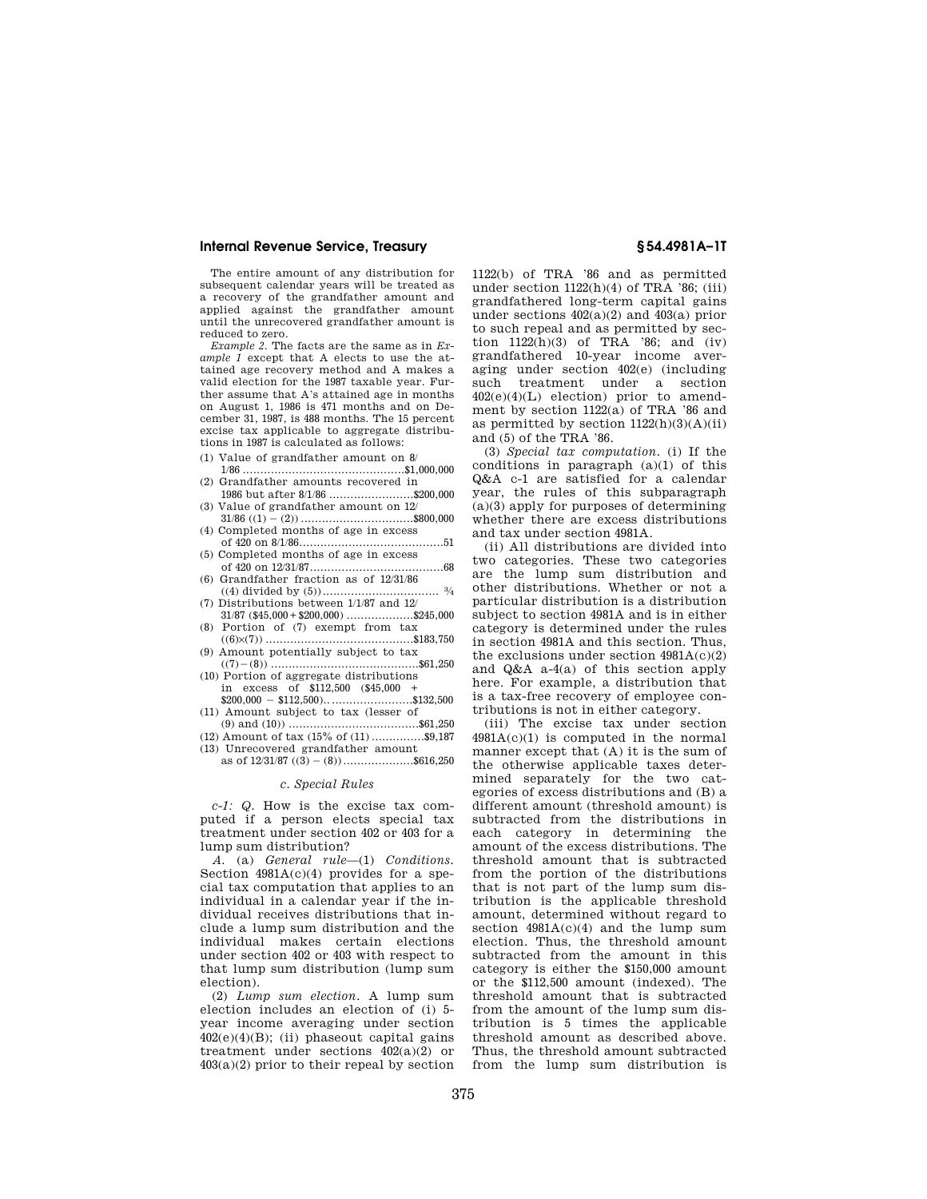The entire amount of any distribution for subsequent calendar years will be treated as a recovery of the grandfather amount and applied against the grandfather amount until the unrecovered grandfather amount is reduced to zero.

*Example 2.* The facts are the same as in *Example 1* except that A elects to use the attained age recovery method and A makes a valid election for the 1987 taxable year. Further assume that A's attained age in months on August 1, 1986 is 471 months and on December 31, 1987, is 488 months. The 15 percent excise tax applicable to aggregate distributions in 1987 is calculated as follows:

| | |
|---|---|
| (1) Value of grandfather amount on 8/1/86 | $1,000,000 |
| (2) Grandfather amounts recovered in 1986 but after 8/1/86 | $200,000 |
| (3) Value of grandfather amount on 12/31/86 ((1) − (2)) | $800,000 |
| (4) Completed months of age in excess of 420 on 8/1/86 | 51 |
| (5) Completed months of age in excess of 420 on 12/31/87 | 68 |
| (6) Grandfather fraction as of 12/31/86 ((4) divided by (5)) | ¾ |
| (7) Distributions between 1/1/87 and 12/31/87 ($45,000 + $200,000) | $245,000 |
| (8) Portion of (7) exempt from tax ((6)×(7)) | $183,750 |
| (9) Amount potentially subject to tax ((7) − (8)) | $61,250 |
| (10) Portion of aggregate distributions in excess of $112,500 ($45,000 + $200,000 − $112,500) | $132,500 |
| (11) Amount subject to tax (lesser of (9) and (10)) | $61,250 |
| (12) Amount of tax (15% of (11)) | $9,187 |
| (13) Unrecovered grandfather amount as of 12/31/87 ((3) − (8)) | $616,250 |

### *c. Special Rules*

*c-1: Q.* How is the excise tax computed if a person elects special tax treatment under section 402 or 403 for a lump sum distribution?

*A.* (a) *General rule*—(1) *Conditions.* Section 4981A(c)(4) provides for a special tax computation that applies to an individual in a calendar year if the individual receives distributions that include a lump sum distribution and the individual makes certain elections under section 402 or 403 with respect to that lump sum distribution (lump sum election).

(2) *Lump sum election.* A lump sum election includes an election of (i) 5-year income averaging under section 402(e)(4)(B); (ii) phaseout capital gains treatment under sections 402(a)(2) or 403(a)(2) prior to their repeal by section 1122(b) of TRA '86 and as permitted under section 1122(h)(4) of TRA '86; (iii) grandfathered long-term capital gains under sections 402(a)(2) and 403(a) prior to such repeal and as permitted by section 1122(h)(3) of TRA '86; and (iv) grandfathered 10-year income averaging under section 402(e) (including such treatment under a section 402(e)(4)(L) election) prior to amendment by section 1122(a) of TRA '86 and as permitted by section 1122(h)(3)(A)(ii) and (5) of the TRA '86.

(3) *Special tax computation.* (i) If the conditions in paragraph (a)(1) of this Q&A c-1 are satisfied for a calendar year, the rules of this subparagraph (a)(3) apply for purposes of determining whether there are excess distributions and tax under section 4981A.

(ii) All distributions are divided into two categories. These two categories are the lump sum distribution and other distributions. Whether or not a particular distribution is a distribution subject to section 4981A and is in either category is determined under the rules in section 4981A and this section. Thus, the exclusions under section 4981A(c)(2) and Q&A a-4(a) of this section apply here. For example, a distribution that is a tax-free recovery of employee contributions is not in either category.

(iii) The excise tax under section 4981A(c)(1) is computed in the normal manner except that (A) it is the sum of the otherwise applicable taxes determined separately for the two categories of excess distributions and (B) a different amount (threshold amount) is subtracted from the distributions in each category in determining the amount of the excess distributions. The threshold amount that is subtracted from the portion of the distributions that is not part of the lump sum distribution is the applicable threshold amount, determined without regard to section 4981A(c)(4) and the lump sum election. Thus, the threshold amount subtracted from the amount in this category is either the $150,000 amount or the $112,500 amount (indexed). The threshold amount that is subtracted from the amount of the lump sum distribution is 5 times the applicable threshold amount as described above. Thus, the threshold amount subtracted from the lump sum distribution is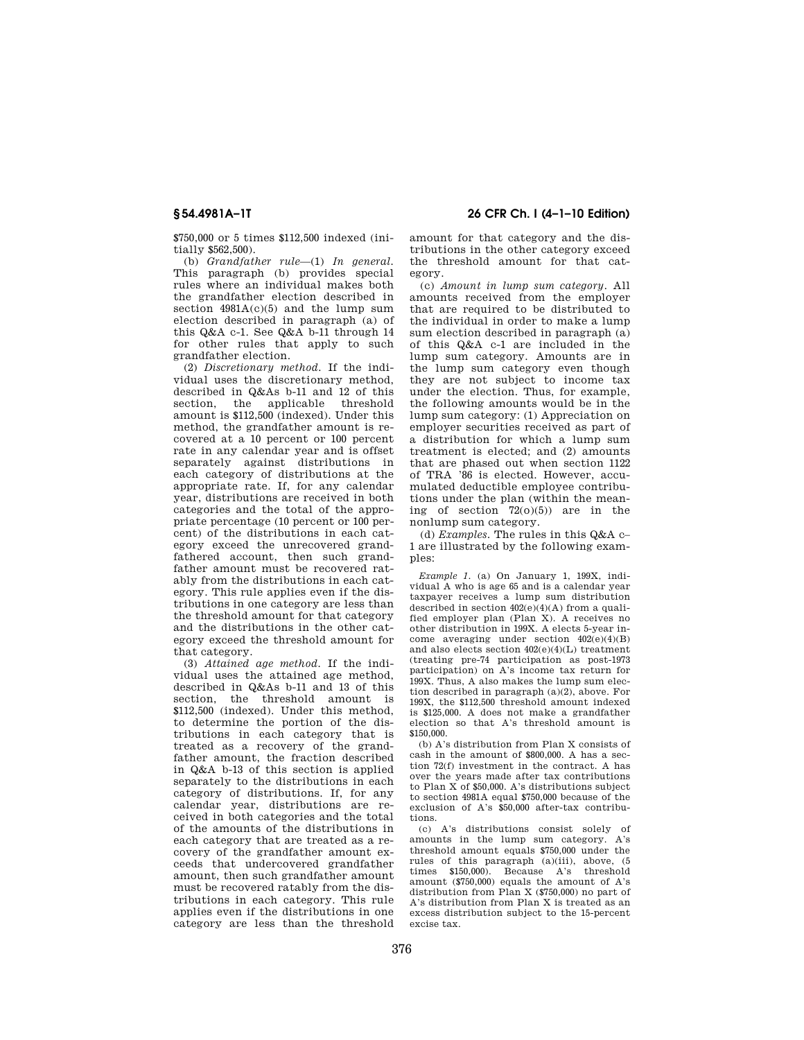$750,000 or 5 times $112,500 indexed (initially $562,500).

(b) *Grandfather rule*—(1) *In general.* This paragraph (b) provides special rules where an individual makes both the grandfather election described in section 4981A(c)(5) and the lump sum election described in paragraph (a) of this Q&A c-1. See Q&A b-11 through 14 for other rules that apply to such grandfather election.

(2) *Discretionary method.* If the individual uses the discretionary method, described in Q&As b-11 and 12 of this section, the applicable threshold amount is $112,500 (indexed). Under this method, the grandfather amount is recovered at a 10 percent or 100 percent rate in any calendar year and is offset separately against distributions in each category of distributions at the appropriate rate. If, for any calendar year, distributions are received in both categories and the total of the appropriate percentage (10 percent or 100 percent) of the distributions in each category exceed the unrecovered grandfathered account, then such grandfather amount must be recovered ratably from the distributions in each category. This rule applies even if the distributions in one category are less than the threshold amount for that category and the distributions in the other category exceed the threshold amount for that category.

(3) *Attained age method.* If the individual uses the attained age method, described in Q&As b-11 and 13 of this section, the threshold amount is $112,500 (indexed). Under this method, to determine the portion of the distributions in each category that is treated as a recovery of the grandfather amount, the fraction described in Q&A b-13 of this section is applied separately to the distributions in each category of distributions. If, for any calendar year, distributions are received in both categories and the total of the amounts of the distributions in each category that are treated as a recovery of the grandfather amount exceeds that undercovered grandfather amount, then such grandfather amount must be recovered ratably from the distributions in each category. This rule applies even if the distributions in one category are less than the threshold amount for that category and the distributions in the other category exceed the threshold amount for that category.

(c) *Amount in lump sum category.* All amounts received from the employer that are required to be distributed to the individual in order to make a lump sum election described in paragraph (a) of this Q&A c-1 are included in the lump sum category. Amounts are in the lump sum category even though they are not subject to income tax under the election. Thus, for example, the following amounts would be in the lump sum category: (1) Appreciation on employer securities received as part of a distribution for which a lump sum treatment is elected; and (2) amounts that are phased out when section 1122 of TRA '86 is elected. However, accumulated deductible employee contributions under the plan (within the meaning of section 72(o)(5)) are in the nonlump sum category.

(d) *Examples.* The rules in this Q&A c–1 are illustrated by the following examples:

*Example 1.* (a) On January 1, 199X, individual A who is age 65 and is a calendar year taxpayer receives a lump sum distribution described in section 402(e)(4)(A) from a qualified employer plan (Plan X). A receives no other distribution in 199X. A elects 5-year income averaging under section 402(e)(4)(B) and also elects section 402(e)(4)(L) treatment (treating pre-74 participation as post-1973 participation) on A's income tax return for 199X. Thus, A also makes the lump sum election described in paragraph (a)(2), above. For 199X, the $112,500 threshold amount indexed is $125,000. A does not make a grandfather election so that A's threshold amount is $150,000.

(b) A's distribution from Plan X consists of cash in the amount of $800,000. A has a section 72(f) investment in the contract. A has over the years made after tax contributions to Plan X of $50,000. A's distributions subject to section 4981A equal $750,000 because of the exclusion of A's $50,000 after-tax contributions.

(c) A's distributions consist solely of amounts in the lump sum category. A's threshold amount equals $750,000 under the rules of this paragraph (a)(iii), above, (5 times $150,000). Because A's threshold amount ($750,000) equals the amount of A's distribution from Plan X ($750,000) no part of A's distribution from Plan X is treated as an excess distribution subject to the 15-percent excise tax.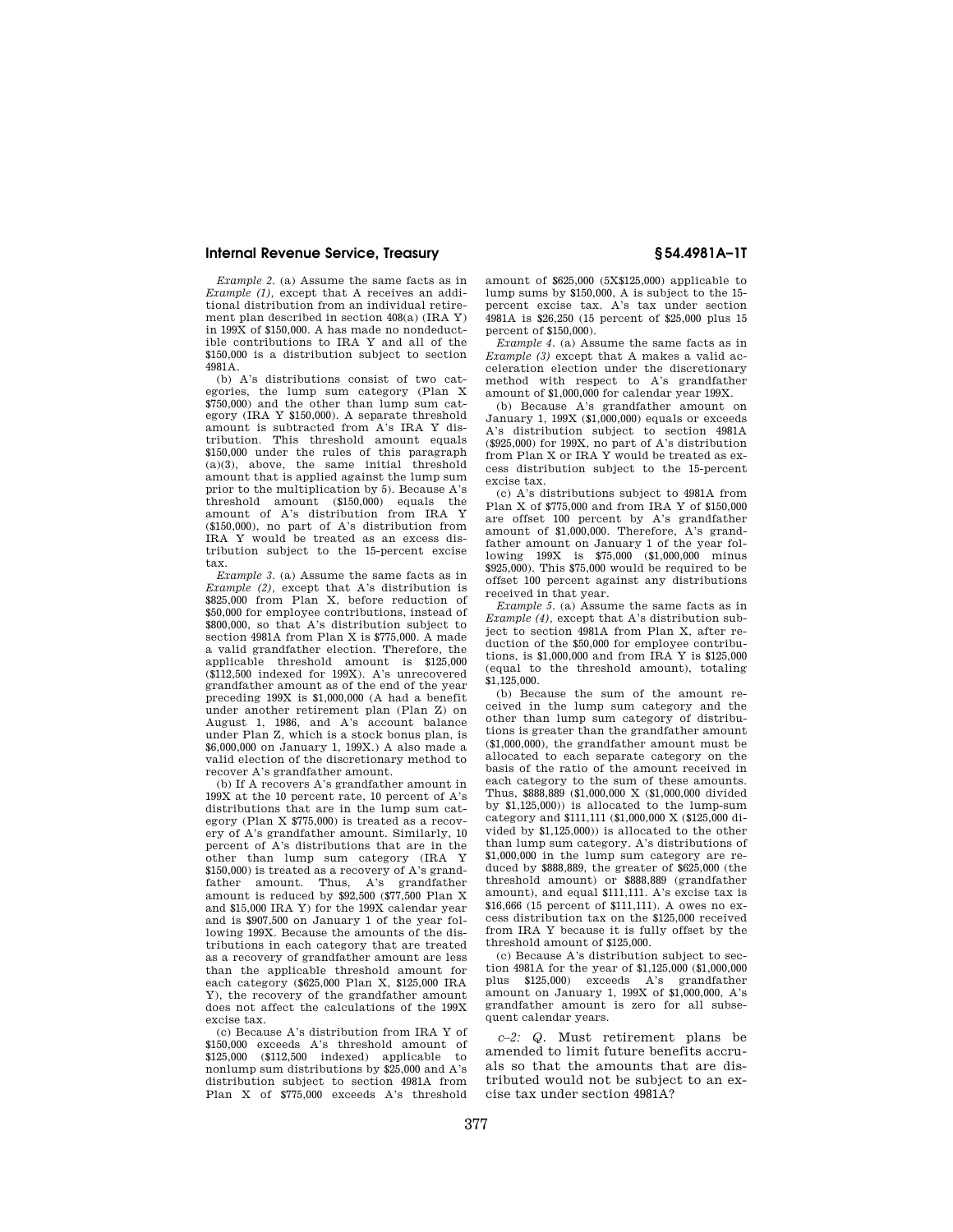*Example 2.* (a) Assume the same facts as in *Example (1)*, except that A receives an additional distribution from an individual retirement plan described in section 408(a) (IRA Y) in 199X of $150,000. A has made no nondeductible contributions to IRA Y and all of the $150,000 is a distribution subject to section 4981A.

(b) A's distributions consist of two categories, the lump sum category (Plan X $750,000) and the other than lump sum category (IRA Y $150,000). A separate threshold amount is subtracted from A's IRA Y distribution. This threshold amount equals $150,000 under the rules of this paragraph (a)(3), above, the same initial threshold amount that is applied against the lump sum prior to the multiplication by 5). Because A's threshold amount ($150,000) equals the amount of A's distribution from IRA Y ($150,000), no part of A's distribution from IRA Y would be treated as an excess distribution subject to the 15-percent excise tax.

*Example 3.* (a) Assume the same facts as in *Example (2)*, except that A's distribution is $825,000 from Plan X, before reduction of $50,000 for employee contributions, instead of $800,000, so that A's distribution subject to section 4981A from Plan X is $775,000. A made a valid grandfather election. Therefore, the applicable threshold amount is $125,000 ($112,500 indexed for 199X). A's unrecovered grandfather amount as of the end of the year preceding 199X is $1,000,000 (A had a benefit under another retirement plan (Plan Z) on August 1, 1986, and A's account balance under Plan Z, which is a stock bonus plan, is $6,000,000 on January 1, 199X.) A also made a valid election of the discretionary method to recover A's grandfather amount.

(b) If A recovers A's grandfather amount in 199X at the 10 percent rate, 10 percent of A's distributions that are in the lump sum category (Plan X $775,000) is treated as a recovery of A's grandfather amount. Similarly, 10 percent of A's distributions that are in the other than lump sum category (IRA Y $150,000) is treated as a recovery of A's grandfather amount. Thus, A's grandfather amount is reduced by $92,500 ($77,500 Plan X and $15,000 IRA Y) for the 199X calendar year and is $907,500 on January 1 of the year following 199X. Because the amounts of the distributions in each category that are treated as a recovery of grandfather amount are less than the applicable threshold amount for each category ($625,000 Plan X, $125,000 IRA Y), the recovery of the grandfather amount does not affect the calculations of the 199X excise tax.

(c) Because A's distribution from IRA Y of $150,000 exceeds A's threshold amount of $125,000 ($112,500 indexed) applicable to nonlump sum distributions by $25,000 and A's distribution subject to section 4981A from Plan X of $775,000 exceeds A's threshold amount of $625,000 (5X$125,000) applicable to lump sums by $150,000, A is subject to the 15-percent excise tax. A's tax under section 4981A is $26,250 (15 percent of $25,000 plus 15 percent of $150,000).

*Example 4.* (a) Assume the same facts as in *Example (3)* except that A makes a valid acceleration election under the discretionary method with respect to A's grandfather amount of $1,000,000 for calendar year 199X.

(b) Because A's grandfather amount on January 1, 199X ($1,000,000) equals or exceeds A's distribution subject to section 4981A ($925,000) for 199X, no part of A's distribution from Plan X or IRA Y would be treated as excess distribution subject to the 15-percent excise tax.

(c) A's distributions subject to 4981A from Plan X of $775,000 and from IRA Y of $150,000 are offset 100 percent by A's grandfather amount of $1,000,000. Therefore, A's grandfather amount on January 1 of the year following 199X is $75,000 ($1,000,000 minus $925,000). This $75,000 would be required to be offset 100 percent against any distributions received in that year.

*Example 5.* (a) Assume the same facts as in *Example (4)*, except that A's distribution subject to section 4981A from Plan X, after reduction of the $50,000 for employee contributions, is $1,000,000 and from IRA Y is $125,000 (equal to the threshold amount), totaling $1,125,000.

(b) Because the sum of the amount received in the lump sum category and the other than lump sum category of distributions is greater than the grandfather amount ($1,000,000), the grandfather amount must be allocated to each separate category on the basis of the ratio of the amount received in each category to the sum of these amounts. Thus, $888,889 ($1,000,000 X ($1,000,000 divided by $1,125,000)) is allocated to the lump-sum category and $111,111 ($1,000,000 X ($125,000 divided by $1,125,000)) is allocated to the other than lump sum category. A's distributions of $1,000,000 in the lump sum category are reduced by $888,889, the greater of $625,000 (the threshold amount) or $888,889 (grandfather amount), and equal $111,111. A's excise tax is $16,666 (15 percent of $111,111). A owes no excess distribution tax on the $125,000 received from IRA Y because it is fully offset by the threshold amount of $125,000.

(c) Because A's distribution subject to section 4981A for the year of $1,125,000 ($1,000,000 plus $125,000) exceeds A's grandfather amount on January 1, 199X of $1,000,000, A's grandfather amount is zero for all subsequent calendar years.

*c–2: Q.* Must retirement plans be amended to limit future benefits accruals so that the amounts that are distributed would not be subject to an excise tax under section 4981A?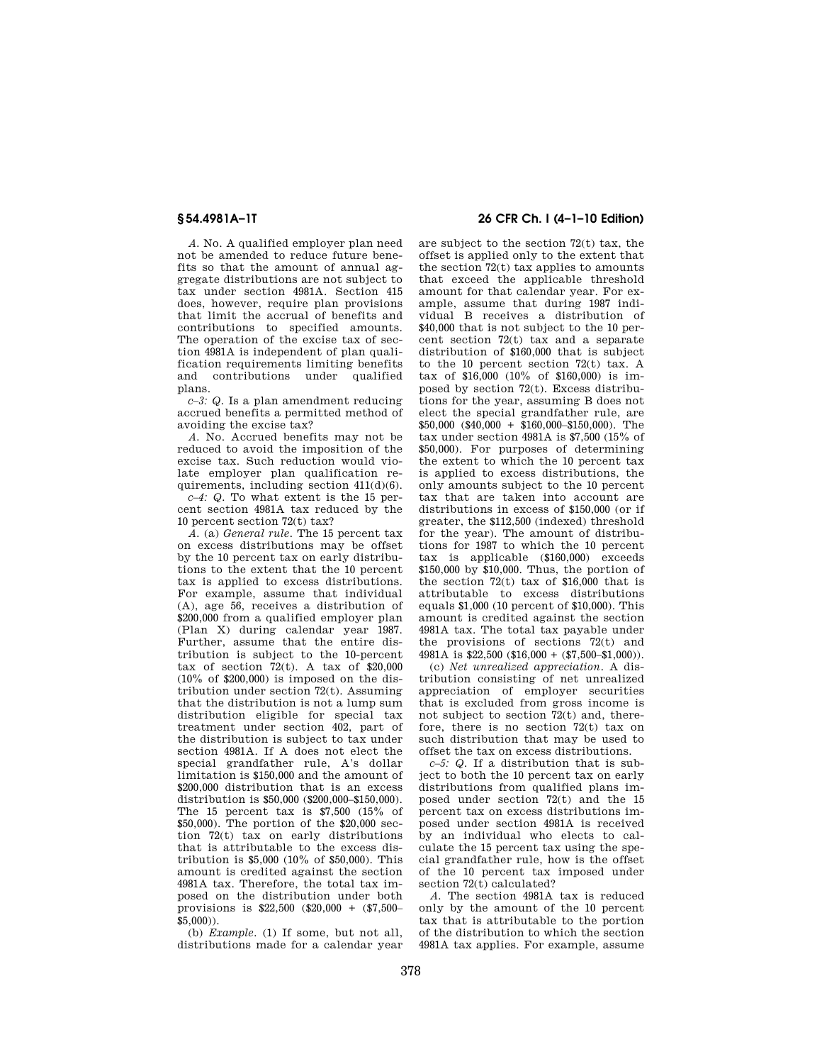*A.* No. A qualified employer plan need not be amended to reduce future benefits so that the amount of annual aggregate distributions are not subject to tax under section 4981A. Section 415 does, however, require plan provisions that limit the accrual of benefits and contributions to specified amounts. The operation of the excise tax of section 4981A is independent of plan qualification requirements limiting benefits and contributions under qualified plans.

*c–3: Q.* Is a plan amendment reducing accrued benefits a permitted method of avoiding the excise tax?

*A.* No. Accrued benefits may not be reduced to avoid the imposition of the excise tax. Such reduction would violate employer plan qualification requirements, including section 411(d)(6).

*c–4: Q.* To what extent is the 15 percent section 4981A tax reduced by the 10 percent section 72(t) tax?

*A.* (a) *General rule.* The 15 percent tax on excess distributions may be offset by the 10 percent tax on early distributions to the extent that the 10 percent tax is applied to excess distributions. For example, assume that individual (A), age 56, receives a distribution of $200,000 from a qualified employer plan (Plan X) during calendar year 1987. Further, assume that the entire distribution is subject to the 10-percent tax of section 72(t). A tax of $20,000 (10% of $200,000) is imposed on the distribution under section 72(t). Assuming that the distribution is not a lump sum distribution eligible for special tax treatment under section 402, part of the distribution is subject to tax under section 4981A. If A does not elect the special grandfather rule, A's dollar limitation is $150,000 and the amount of $200,000 distribution that is an excess distribution is $50,000 ($200,000–$150,000). The 15 percent tax is $7,500 (15% of $50,000). The portion of the $20,000 section 72(t) tax on early distributions that is attributable to the excess distribution is $5,000 (10% of $50,000). This amount is credited against the section 4981A tax. Therefore, the total tax imposed on the distribution under both provisions is $22,500 ($20,000 + ($7,500–$5,000)).

(b) *Example.* (1) If some, but not all, distributions made for a calendar year are subject to the section 72(t) tax, the offset is applied only to the extent that the section 72(t) tax applies to amounts that exceed the applicable threshold amount for that calendar year. For example, assume that during 1987 individual B receives a distribution of $40,000 that is not subject to the 10 percent section 72(t) tax and a separate distribution of $160,000 that is subject to the 10 percent section 72(t) tax. A tax of $16,000 (10% of $160,000) is imposed by section 72(t). Excess distributions for the year, assuming B does not elect the special grandfather rule, are $50,000 ($40,000 + $160,000–$150,000). The tax under section 4981A is $7,500 (15% of $50,000). For purposes of determining the extent to which the 10 percent tax is applied to excess distributions, the only amounts subject to the 10 percent tax that are taken into account are distributions in excess of $150,000 (or if greater, the $112,500 (indexed) threshold for the year). The amount of distributions for 1987 to which the 10 percent tax is applicable ($160,000) exceeds $150,000 by $10,000. Thus, the portion of the section 72(t) tax of $16,000 that is attributable to excess distributions equals $1,000 (10 percent of $10,000). This amount is credited against the section 4981A tax. The total tax payable under the provisions of sections 72(t) and 4981A is $22,500 ($16,000 + ($7,500–$1,000)).

(c) *Net unrealized appreciation.* A distribution consisting of net unrealized appreciation of employer securities that is excluded from gross income is not subject to section 72(t) and, therefore, there is no section 72(t) tax on such distribution that may be used to offset the tax on excess distributions.

*c–5: Q.* If a distribution that is subject to both the 10 percent tax on early distributions from qualified plans imposed under section 72(t) and the 15 percent tax on excess distributions imposed under section 4981A is received by an individual who elects to calculate the 15 percent tax using the special grandfather rule, how is the offset of the 10 percent tax imposed under section 72(t) calculated?

*A.* The section 4981A tax is reduced only by the amount of the 10 percent tax that is attributable to the portion of the distribution to which the section 4981A tax applies. For example, assume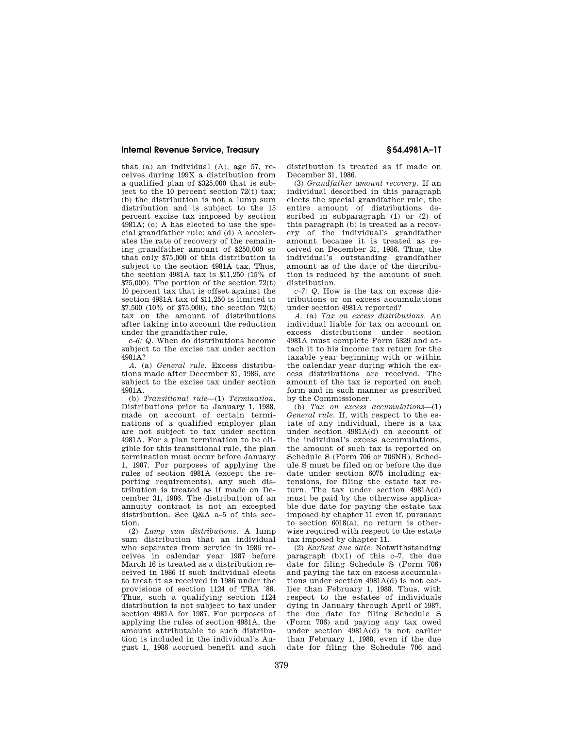that (a) an individual (A), age 57, receives during 199X a distribution from a qualified plan of $325,000 that is subject to the 10 percent section 72(t) tax; (b) the distribution is not a lump sum distribution and is subject to the 15 percent excise tax imposed by section 4981A; (c) A has elected to use the special grandfather rule; and (d) A accelerates the rate of recovery of the remaining grandfather amount of $250,000 so that only $75,000 of this distribution is subject to the section 4981A tax. Thus, the section 4981A tax is $11,250 (15% of $75,000). The portion of the section 72(t) 10 percent tax that is offset against the section 4981A tax of $11,250 is limited to $7,500 (10% of $75,000), the section 72(t) tax on the amount of distributions after taking into account the reduction under the grandfather rule.

*c–6: Q.* When do distributions become subject to the excise tax under section 4981A?

*A.* (a) *General rule.* Excess distributions made after December 31, 1986, are subject to the excise tax under section 4981A.

(b) *Transitional rule*—(1) *Termination.* Distributions prior to January 1, 1988, made on account of certain terminations of a qualified employer plan are not subject to tax under section 4981A. For a plan termination to be eligible for this transitional rule, the plan termination must occur before January 1, 1987. For purposes of applying the rules of section 4981A (except the reporting requirements), any such distribution is treated as if made on December 31, 1986. The distribution of an annuity contract is not an excepted distribution. See Q&A a–5 of this section.

(2) *Lump sum distributions.* A lump sum distribution that an individual who separates from service in 1986 receives in calendar year 1987 before March 16 is treated as a distribution received in 1986 if such individual elects to treat it as received in 1986 under the provisions of section 1124 of TRA '86. Thus, such a qualifying section 1124 distribution is not subject to tax under section 4981A for 1987. For purposes of applying the rules of section 4981A, the amount attributable to such distribution is included in the individual's August 1, 1986 accrued benefit and such distribution is treated as if made on December 31, 1986.

(3) *Grandfather amount recovery.* If an individual described in this paragraph elects the special grandfather rule, the entire amount of distributions described in subparagraph (1) or (2) of this paragraph (b) is treated as a recovery of the individual's grandfather amount because it is treated as received on December 31, 1986. Thus, the individual's outstanding grandfather amount as of the date of the distribution is reduced by the amount of such distribution.

*c–7: Q.* How is the tax on excess distributions or on excess accumulations under section 4981A reported?

*A.* (a) *Tax on excess distributions.* An individual liable for tax on account on excess distributions under section 4981A must complete Form 5329 and attach it to his income tax return for the taxable year beginning with or within the calendar year during which the excess distributions are received. The amount of the tax is reported on such form and in such manner as prescribed by the Commissioner.

(b) *Tax on excess accumulations*—(1) *General rule.* If, with respect to the estate of any individual, there is a tax under section 4981A(d) on account of the individual's excess accumulations, the amount of such tax is reported on Schedule S (Form 706 or 706NR). Schedule S must be filed on or before the due date under section 6075 including extensions, for filing the estate tax return. The tax under section 4981A(d) must be paid by the otherwise applicable due date for paying the estate tax imposed by chapter 11 even if, pursuant to section 6018(a), no return is otherwise required with respect to the estate tax imposed by chapter 11.

(2) *Earliest due date.* Notwithstanding paragraph (b)(1) of this c–7, the due date for filing Schedule S (Form 706) and paying the tax on excess accumulations under section 4981A(d) is not earlier than February 1, 1988. Thus, with respect to the estates of individuals dying in January through April of 1987, the due date for filing Schedule S (Form 706) and paying any tax owed under section 4981A(d) is not earlier than February 1, 1988, even if the due date for filing the Schedule 706 and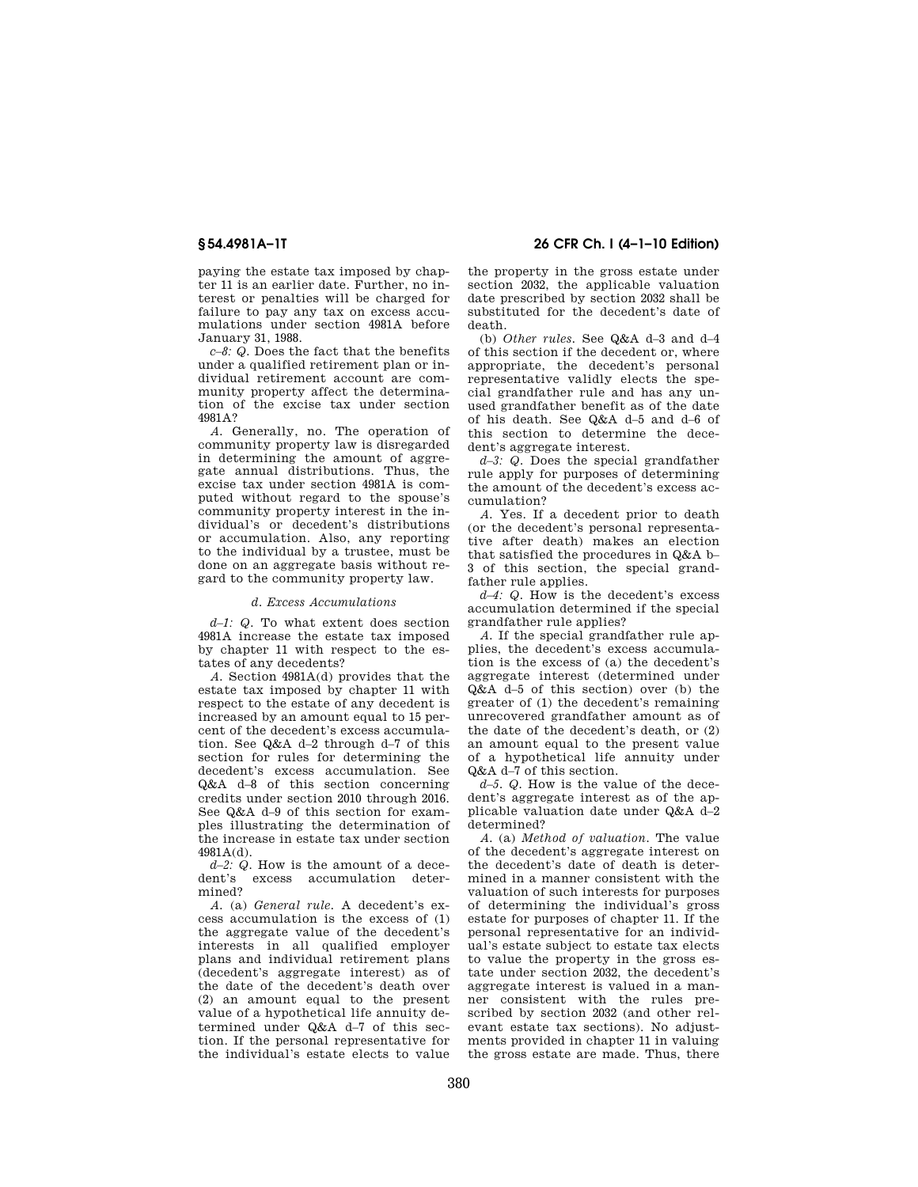paying the estate tax imposed by chapter 11 is an earlier date. Further, no interest or penalties will be charged for failure to pay any tax on excess accumulations under section 4981A before January 31, 1988.

*c–8: Q.* Does the fact that the benefits under a qualified retirement plan or individual retirement account are community property affect the determination of the excise tax under section 4981A?

*A.* Generally, no. The operation of community property law is disregarded in determining the amount of aggregate annual distributions. Thus, the excise tax under section 4981A is computed without regard to the spouse's community property interest in the individual's or decedent's distributions or accumulation. Also, any reporting to the individual by a trustee, must be done on an aggregate basis without regard to the community property law.

### *d. Excess Accumulations*

*d–1: Q.* To what extent does section 4981A increase the estate tax imposed by chapter 11 with respect to the estates of any decedents?

*A.* Section 4981A(d) provides that the estate tax imposed by chapter 11 with respect to the estate of any decedent is increased by an amount equal to 15 percent of the decedent's excess accumulation. See Q&A d–2 through d–7 of this section for rules for determining the decedent's excess accumulation. See Q&A d–8 of this section concerning credits under section 2010 through 2016. See Q&A d–9 of this section for examples illustrating the determination of the increase in estate tax under section 4981A(d).

*d–2: Q.* How is the amount of a decedent's excess accumulation determined?

*A.* (a) *General rule.* A decedent's excess accumulation is the excess of (1) the aggregate value of the decedent's interests in all qualified employer plans and individual retirement plans (decedent's aggregate interest) as of the date of the decedent's death over (2) an amount equal to the present value of a hypothetical life annuity determined under Q&A d–7 of this section. If the personal representative for the individual's estate elects to value the property in the gross estate under section 2032, the applicable valuation date prescribed by section 2032 shall be substituted for the decedent's date of death.

(b) *Other rules.* See Q&A d–3 and d–4 of this section if the decedent or, where appropriate, the decedent's personal representative validly elects the special grandfather rule and has any unused grandfather benefit as of the date of his death. See Q&A d–5 and d–6 of this section to determine the decedent's aggregate interest.

*d–3: Q.* Does the special grandfather rule apply for purposes of determining the amount of the decedent's excess accumulation?

*A.* Yes. If a decedent prior to death (or the decedent's personal representative after death) makes an election that satisfied the procedures in Q&A b–3 of this section, the special grandfather rule applies.

*d–4: Q.* How is the decedent's excess accumulation determined if the special grandfather rule applies?

*A.* If the special grandfather rule applies, the decedent's excess accumulation is the excess of (a) the decedent's aggregate interest (determined under Q&A d–5 of this section) over (b) the greater of (1) the decedent's remaining unrecovered grandfather amount as of the date of the decedent's death, or (2) an amount equal to the present value of a hypothetical life annuity under Q&A d–7 of this section.

*d–5. Q.* How is the value of the decedent's aggregate interest as of the applicable valuation date under Q&A d–2 determined?

*A.* (a) *Method of valuation.* The value of the decedent's aggregate interest on the decedent's date of death is determined in a manner consistent with the valuation of such interests for purposes of determining the individual's gross estate for purposes of chapter 11. If the personal representative for an individual's estate subject to estate tax elects to value the property in the gross estate under section 2032, the decedent's aggregate interest is valued in a manner consistent with the rules prescribed by section 2032 (and other relevant estate tax sections). No adjustments provided in chapter 11 in valuing the gross estate are made. Thus, there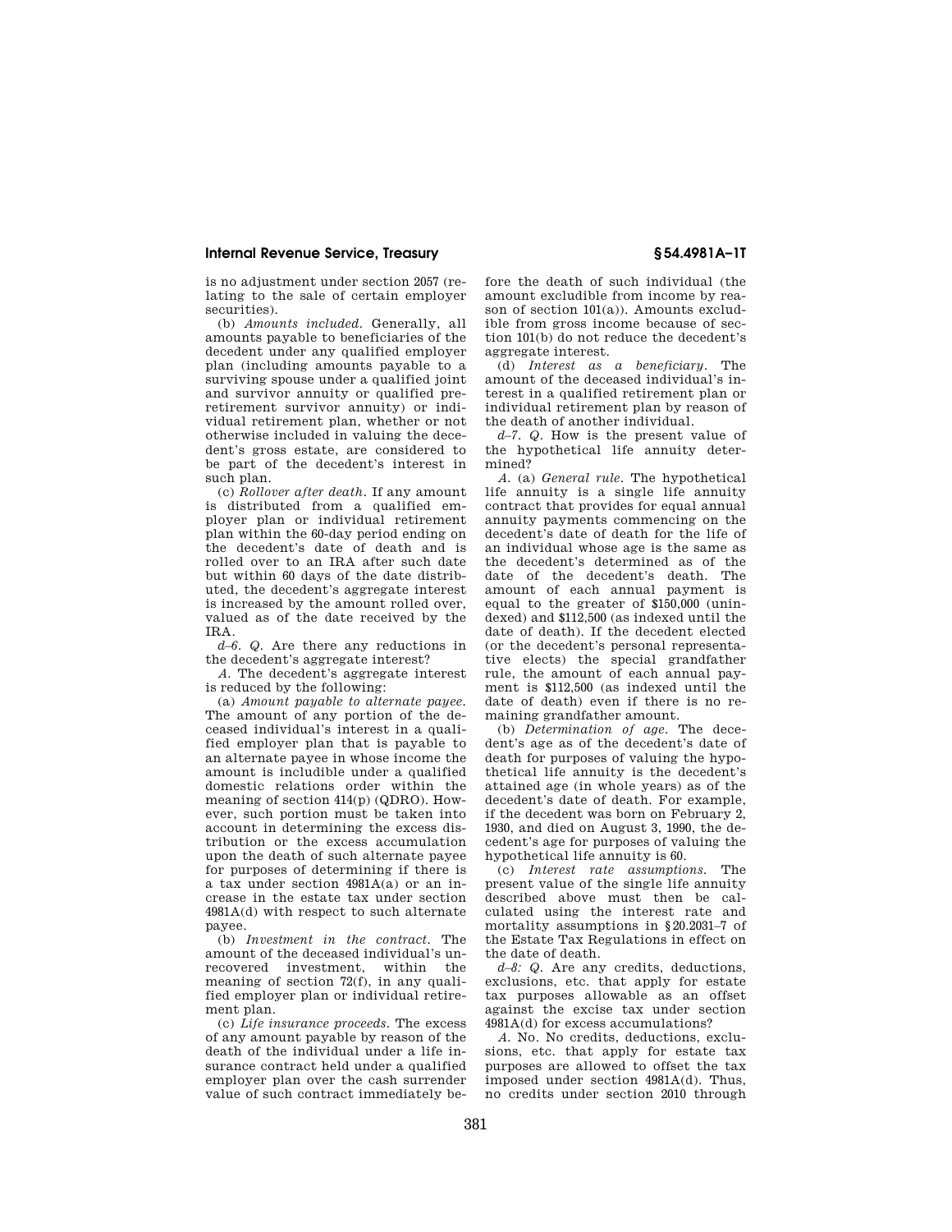is no adjustment under section 2057 (relating to the sale of certain employer securities).

(b) *Amounts included*. Generally, all amounts payable to beneficiaries of the decedent under any qualified employer plan (including amounts payable to a surviving spouse under a qualified joint and survivor annuity or qualified preretirement survivor annuity) or individual retirement plan, whether or not otherwise included in valuing the decedent's gross estate, are considered to be part of the decedent's interest in such plan.

(c) *Rollover after death*. If any amount is distributed from a qualified employer plan or individual retirement plan within the 60-day period ending on the decedent's date of death and is rolled over to an IRA after such date but within 60 days of the date distributed, the decedent's aggregate interest is increased by the amount rolled over, valued as of the date received by the IRA.

*d–6. Q.* Are there any reductions in the decedent's aggregate interest?

*A.* The decedent's aggregate interest is reduced by the following:

(a) *Amount payable to alternate payee*. The amount of any portion of the deceased individual's interest in a qualified employer plan that is payable to an alternate payee in whose income the amount is includible under a qualified domestic relations order within the meaning of section 414(p) (QDRO). However, such portion must be taken into account in determining the excess distribution or the excess accumulation upon the death of such alternate payee for purposes of determining if there is a tax under section 4981A(a) or an increase in the estate tax under section 4981A(d) with respect to such alternate payee.

(b) *Investment in the contract*. The amount of the deceased individual's unrecovered investment, within the meaning of section 72(f), in any qualified employer plan or individual retirement plan.

(c) *Life insurance proceeds*. The excess of any amount payable by reason of the death of the individual under a life insurance contract held under a qualified employer plan over the cash surrender value of such contract immediately before the death of such individual (the amount excludible from income by reason of section 101(a)). Amounts excludible from gross income because of section 101(b) do not reduce the decedent's aggregate interest.

(d) *Interest as a beneficiary*. The amount of the deceased individual's interest in a qualified retirement plan or individual retirement plan by reason of the death of another individual.

*d–7. Q.* How is the present value of the hypothetical life annuity determined?

*A.* (a) *General rule*. The hypothetical life annuity is a single life annuity contract that provides for equal annual annuity payments commencing on the decedent's date of death for the life of an individual whose age is the same as the decedent's determined as of the date of the decedent's death. The amount of each annual payment is equal to the greater of $150,000 (unindexed) and $112,500 (as indexed until the date of death). If the decedent elected (or the decedent's personal representative elects) the special grandfather rule, the amount of each annual payment is $112,500 (as indexed until the date of death) even if there is no remaining grandfather amount.

(b) *Determination of age*. The decedent's age as of the decedent's date of death for purposes of valuing the hypothetical life annuity is the decedent's attained age (in whole years) as of the decedent's date of death. For example, if the decedent was born on February 2, 1930, and died on August 3, 1990, the decedent's age for purposes of valuing the hypothetical life annuity is 60.

(c) *Interest rate assumptions*. The present value of the single life annuity described above must then be calculated using the interest rate and mortality assumptions in §20.2031–7 of the Estate Tax Regulations in effect on the date of death.

*d–8: Q.* Are any credits, deductions, exclusions, etc. that apply for estate tax purposes allowable as an offset against the excise tax under section 4981A(d) for excess accumulations?

*A.* No. No credits, deductions, exclusions, etc. that apply for estate tax purposes are allowed to offset the tax imposed under section 4981A(d). Thus, no credits under section 2010 through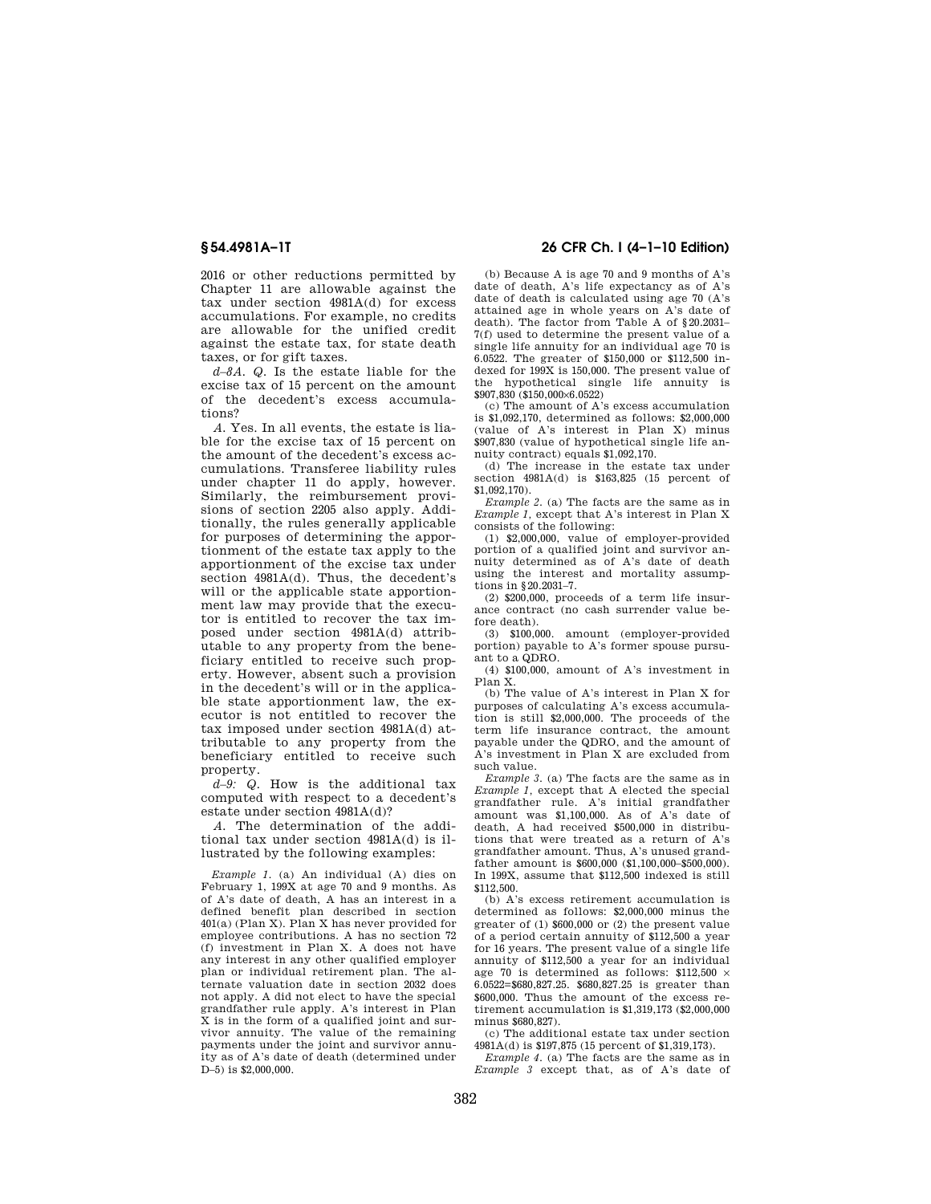2016 or other reductions permitted by Chapter 11 are allowable against the tax under section 4981A(d) for excess accumulations. For example, no credits are allowable for the unified credit against the estate tax, for state death taxes, or for gift taxes.

*d–8A. Q.* Is the estate liable for the excise tax of 15 percent on the amount of the decedent's excess accumulations?

*A.* Yes. In all events, the estate is liable for the excise tax of 15 percent on the amount of the decedent's excess accumulations. Transferee liability rules under chapter 11 do apply, however. Similarly, the reimbursement provisions of section 2205 also apply. Additionally, the rules generally applicable for purposes of determining the apportionment of the estate tax apply to the apportionment of the excise tax under section 4981A(d). Thus, the decedent's will or the applicable state apportionment law may provide that the executor is entitled to recover the tax imposed under section 4981A(d) attributable to any property from the beneficiary entitled to receive such property. However, absent such a provision in the decedent's will or in the applicable state apportionment law, the executor is not entitled to recover the tax imposed under section 4981A(d) attributable to any property from the beneficiary entitled to receive such property.

*d–9: Q.* How is the additional tax computed with respect to a decedent's estate under section 4981A(d)?

*A.* The determination of the additional tax under section 4981A(d) is illustrated by the following examples:

*Example 1.* (a) An individual (A) dies on February 1, 199X at age 70 and 9 months. As of A's date of death, A has an interest in a defined benefit plan described in section 401(a) (Plan X). Plan X has never provided for employee contributions. A has no section 72 (f) investment in Plan X. A does not have any interest in any other qualified employer plan or individual retirement plan. The alternate valuation date in section 2032 does not apply. A did not elect to have the special grandfather rule apply. A's interest in Plan X is in the form of a qualified joint and survivor annuity. The value of the remaining payments under the joint and survivor annuity as of A's date of death (determined under D–5) is $2,000,000.

(b) Because A is age 70 and 9 months of A's date of death, A's life expectancy as of A's date of death is calculated using age 70 (A's attained age in whole years on A's date of death). The factor from Table A of §20.2031–7(f) used to determine the present value of a single life annuity for an individual age 70 is 6.0522. The greater of $150,000 or $112,500 indexed for 199X is 150,000. The present value of the hypothetical single life annuity is $907,830 ($150,000×6.0522)

(c) The amount of A's excess accumulation is $1,092,170, determined as follows: $2,000,000 (value of A's interest in Plan X) minus $907,830 (value of hypothetical single life annuity contract) equals $1,092,170.

(d) The increase in the estate tax under section 4981A(d) is $163,825 (15 percent of $1,092,170).

*Example 2.* (a) The facts are the same as in *Example 1,* except that A's interest in Plan X consists of the following:

(1) $2,000,000, value of employer-provided portion of a qualified joint and survivor annuity determined as of A's date of death using the interest and mortality assumptions in §20.2031–7.

(2) $200,000, proceeds of a term life insurance contract (no cash surrender value before death).

(3) $100,000. amount (employer-provided portion) payable to A's former spouse pursuant to a QDRO.

(4) $100,000, amount of A's investment in Plan X.

(b) The value of A's interest in Plan X for purposes of calculating A's excess accumulation is still $2,000,000. The proceeds of the term life insurance contract, the amount payable under the QDRO, and the amount of A's investment in Plan X are excluded from such value.

*Example 3.* (a) The facts are the same as in *Example 1,* except that A elected the special grandfather rule. A's initial grandfather amount was $1,100,000. As of A's date of death, A had received $500,000 in distributions that were treated as a return of A's grandfather amount. Thus, A's unused grandfather amount is $600,000 ($1,100,000–$500,000). In 199X, assume that $112,500 indexed is still $112,500.

(b) A's excess retirement accumulation is determined as follows: $2,000,000 minus the greater of (1) $600,000 or (2) the present value of a period certain annuity of $112,500 a year for 16 years. The present value of a single life annuity of $112,500 a year for an individual age 70 is determined as follows: $112,500 × 6.0522=$680,827.25. $680,827.25 is greater than $600,000. Thus the amount of the excess retirement accumulation is $1,319,173 ($2,000,000 minus $680,827).

(c) The additional estate tax under section 4981A(d) is $197,875 (15 percent of $1,319,173).

*Example 4.* (a) The facts are the same as in *Example 3* except that, as of A's date of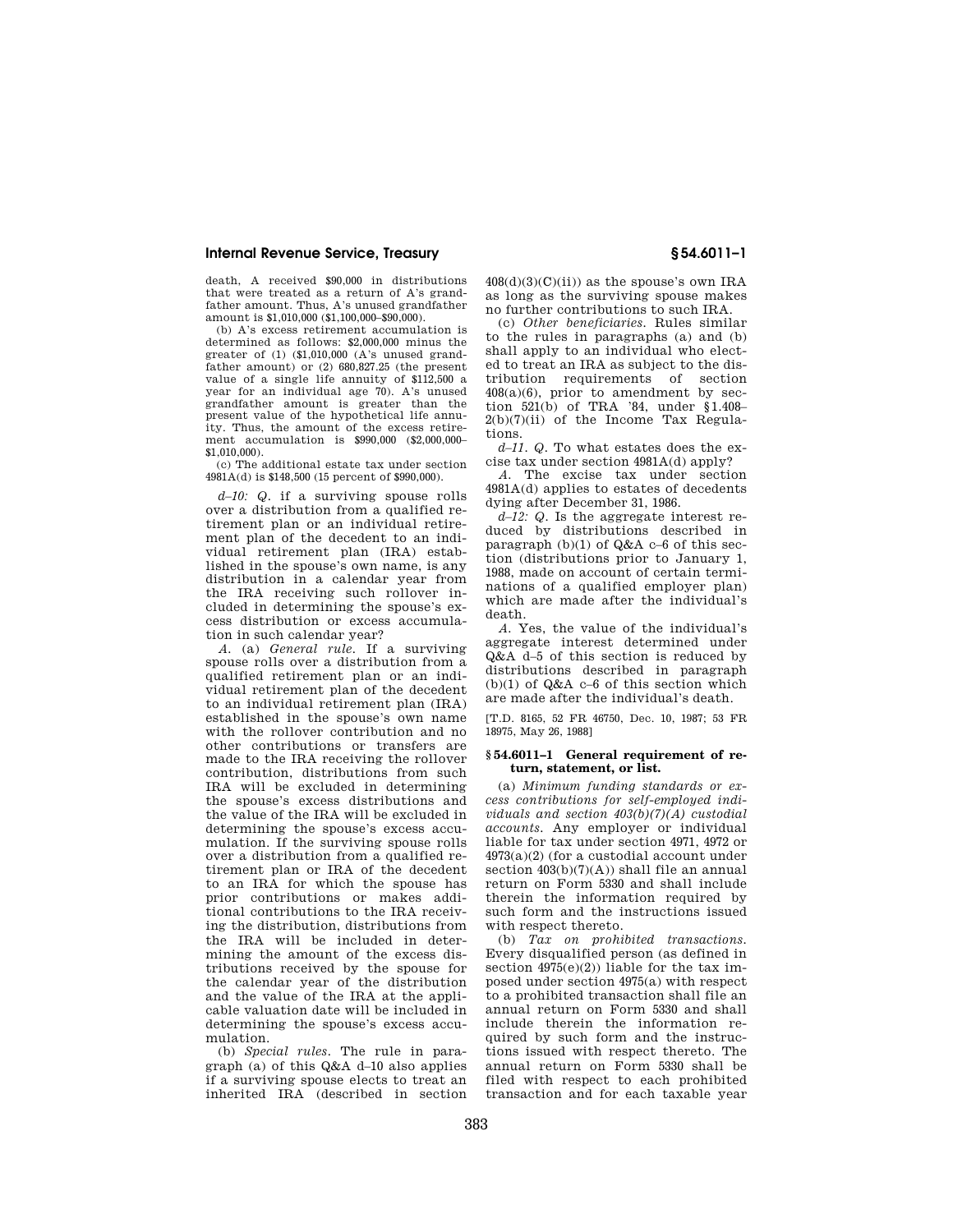death, A received $90,000 in distributions that were treated as a return of A's grandfather amount. Thus, A's unused grandfather amount is $1,010,000 ($1,100,000–$90,000).

(b) A's excess retirement accumulation is determined as follows: $2,000,000 minus the greater of (1) ($1,010,000 (A's unused grandfather amount) or (2) 680,827.25 (the present value of a single life annuity of $112,500 a year for an individual age 70). A's unused grandfather amount is greater than the present value of the hypothetical life annuity. Thus, the amount of the excess retirement accumulation is $990,000 ($2,000,000–$1,010,000).

(c) The additional estate tax under section 4981A(d) is $148,500 (15 percent of $990,000).

*d–10: Q*. if a surviving spouse rolls over a distribution from a qualified retirement plan or an individual retirement plan of the decedent to an individual retirement plan (IRA) established in the spouse's own name, is any distribution in a calendar year from the IRA receiving such rollover included in determining the spouse's excess distribution or excess accumulation in such calendar year?

*A*. (a) *General rule*. If a surviving spouse rolls over a distribution from a qualified retirement plan or an individual retirement plan of the decedent to an individual retirement plan (IRA) established in the spouse's own name with the rollover contribution and no other contributions or transfers are made to the IRA receiving the rollover contribution, distributions from such IRA will be excluded in determining the spouse's excess distributions and the value of the IRA will be excluded in determining the spouse's excess accumulation. If the surviving spouse rolls over a distribution from a qualified retirement plan or IRA of the decedent to an IRA for which the spouse has prior contributions or makes additional contributions to the IRA receiving the distribution, distributions from the IRA will be included in determining the amount of the excess distributions received by the spouse for the calendar year of the distribution and the value of the IRA at the applicable valuation date will be included in determining the spouse's excess accumulation.

(b) *Special rules*. The rule in paragraph (a) of this Q&A d–10 also applies if a surviving spouse elects to treat an inherited IRA (described in section 408(d)(3)(C)(ii)) as the spouse's own IRA as long as the surviving spouse makes no further contributions to such IRA.

(c) *Other beneficiaries*. Rules similar to the rules in paragraphs (a) and (b) shall apply to an individual who elected to treat an IRA as subject to the distribution requirements of section 408(a)(6), prior to amendment by section 521(b) of TRA '84, under §1.408–2(b)(7)(ii) of the Income Tax Regulations.

*d–11. Q*. To what estates does the excise tax under section 4981A(d) apply?

*A*. The excise tax under section 4981A(d) applies to estates of decedents dying after December 31, 1986.

*d–12: Q*. Is the aggregate interest reduced by distributions described in paragraph (b)(1) of Q&A c–6 of this section (distributions prior to January 1, 1988, made on account of certain terminations of a qualified employer plan) which are made after the individual's death.

*A*. Yes, the value of the individual's aggregate interest determined under Q&A d–5 of this section is reduced by distributions described in paragraph (b)(1) of Q&A c–6 of this section which are made after the individual's death.

[T.D. 8165, 52 FR 46750, Dec. 10, 1987; 53 FR 18975, May 26, 1988]

## §54.6011–1 General requirement of return, statement, or list.

(a) *Minimum funding standards or excess contributions for self-employed individuals and section 403(b)(7)(A) custodial accounts*. Any employer or individual liable for tax under section 4971, 4972 or 4973(a)(2) (for a custodial account under section 403(b)(7)(A)) shall file an annual return on Form 5330 and shall include therein the information required by such form and the instructions issued with respect thereto.

(b) *Tax on prohibited transactions*. Every disqualified person (as defined in section 4975(e)(2)) liable for the tax imposed under section 4975(a) with respect to a prohibited transaction shall file an annual return on Form 5330 and shall include therein the information required by such form and the instructions issued with respect thereto. The annual return on Form 5330 shall be filed with respect to each prohibited transaction and for each taxable year